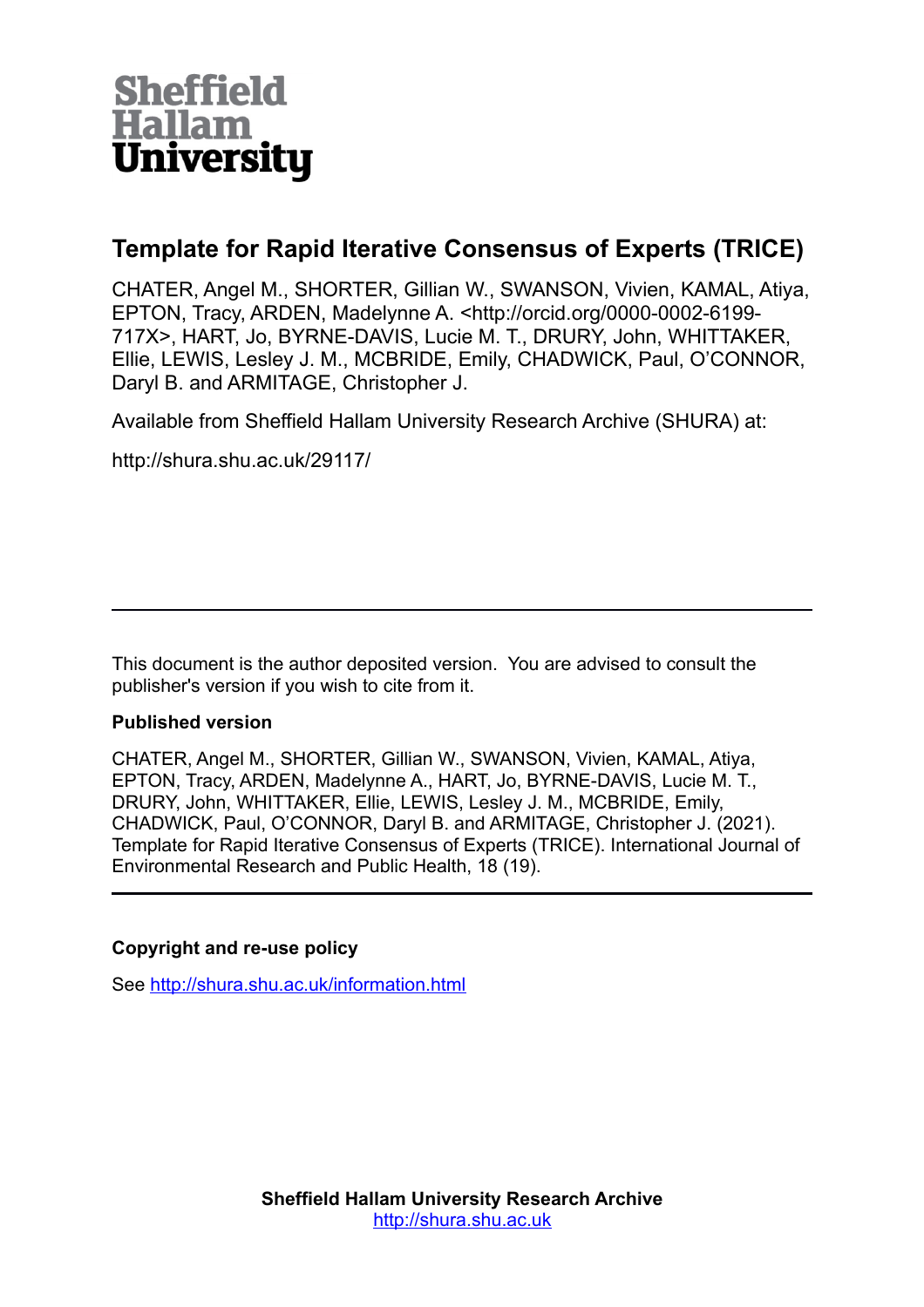Sheffield Hallam University

# Template for Rapid Iterative Consensus of Experts (TRICE)

CHATER, Angel M., SHORTER, Gillian W., SWANSON, Vivien, KAMAL, Atiya, EPTON, Tracy, ARDEN, Madelynne A. <http://orcid.org/0000-0002-6199-717X>, HART, Jo, BYRNE-DAVIS, Lucie M. T., DRURY, John, WHITTAKER, Ellie, LEWIS, Lesley J. M., MCBRIDE, Emily, CHADWICK, Paul, O'CONNOR, Daryl B. and ARMITAGE, Christopher J.

Available from Sheffield Hallam University Research Archive (SHURA) at:

http://shura.shu.ac.uk/29117/

---

This document is the author deposited version. You are advised to consult the publisher's version if you wish to cite from it.

**Published version**

CHATER, Angel M., SHORTER, Gillian W., SWANSON, Vivien, KAMAL, Atiya, EPTON, Tracy, ARDEN, Madelynne A., HART, Jo, BYRNE-DAVIS, Lucie M. T., DRURY, John, WHITTAKER, Ellie, LEWIS, Lesley J. M., MCBRIDE, Emily, CHADWICK, Paul, O'CONNOR, Daryl B. and ARMITAGE, Christopher J. (2021). Template for Rapid Iterative Consensus of Experts (TRICE). International Journal of Environmental Research and Public Health, 18 (19).

---

**Copyright and re-use policy**

See http://shura.shu.ac.uk/information.html

**Sheffield Hallam University Research Archive**
http://shura.shu.ac.uk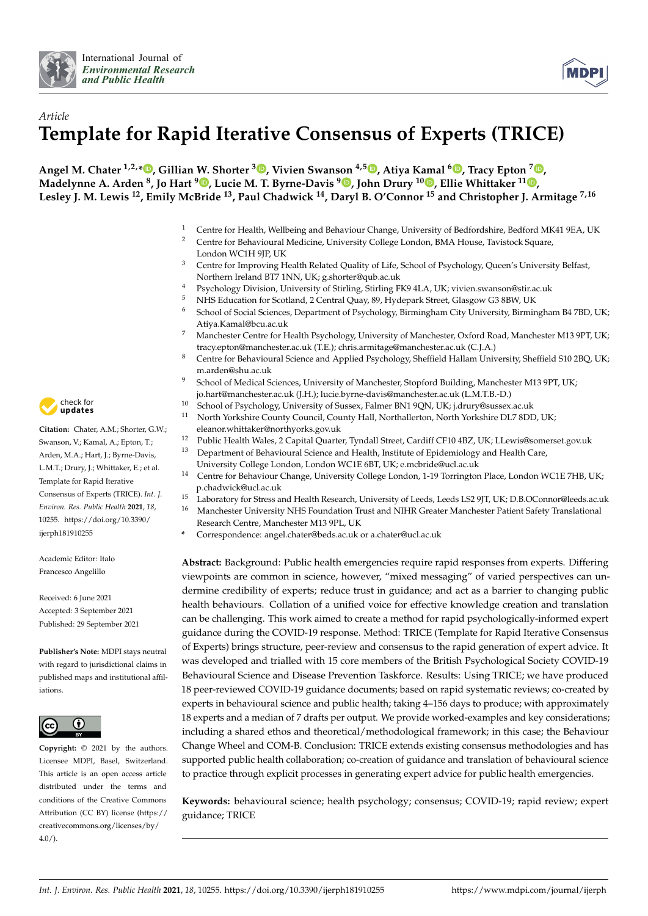Article

# Template for Rapid Iterative Consensus of Experts (TRICE)

**Angel M. Chater [1,2,*], Gillian W. Shorter [3], Vivien Swanson [4,5], Atiya Kamal [6], Tracy Epton [7], Madelynne A. Arden [8], Jo Hart [9], Lucie M. T. Byrne-Davis [9], John Drury [10], Ellie Whittaker [11], Lesley J. M. Lewis [12], Emily McBride [13], Paul Chadwick [14], Daryl B. O'Connor [15] and Christopher J. Armitage [7,16]**

1. Centre for Health, Wellbeing and Behaviour Change, University of Bedfordshire, Bedford MK41 9EA, UK
2. Centre for Behavioural Medicine, University College London, BMA House, Tavistock Square, London WC1H 9JP, UK
3. Centre for Improving Health Related Quality of Life, School of Psychology, Queen's University Belfast, Northern Ireland BT7 1NN, UK; g.shorter@qub.ac.uk
4. Psychology Division, University of Stirling, Stirling FK9 4LA, UK; vivien.swanson@stir.ac.uk
5. NHS Education for Scotland, 2 Central Quay, 89, Hydepark Street, Glasgow G3 8BW, UK
6. School of Social Sciences, Department of Psychology, Birmingham City University, Birmingham B4 7BD, UK; Atiya.Kamal@bcu.ac.uk
7. Manchester Centre for Health Psychology, University of Manchester, Oxford Road, Manchester M13 9PT, UK; tracy.epton@manchester.ac.uk (T.E.); chris.armitage@manchester.ac.uk (C.J.A.)
8. Centre for Behavioural Science and Applied Psychology, Sheffield Hallam University, Sheffield S10 2BQ, UK; m.arden@shu.ac.uk
9. School of Medical Sciences, University of Manchester, Stopford Building, Manchester M13 9PT, UK; jo.hart@manchester.ac.uk (J.H.); lucie.byrne-davis@manchester.ac.uk (L.M.T.B.-D.)
10. School of Psychology, University of Sussex, Falmer BN1 9QN, UK; j.drury@sussex.ac.uk
11. North Yorkshire County Council, County Hall, Northallerton, North Yorkshire DL7 8DD, UK; eleanor.whittaker@northyorks.gov.uk
12. Public Health Wales, 2 Capital Quarter, Tyndall Street, Cardiff CF10 4BZ, UK; LLewis@somerset.gov.uk
13. Department of Behavioural Science and Health, Institute of Epidemiology and Health Care, University College London, London WC1E 6BT, UK; e.mcbride@ucl.ac.uk
14. Centre for Behaviour Change, University College London, 1-19 Torrington Place, London WC1E 7HB, UK; p.chadwick@ucl.ac.uk
15. Laboratory for Stress and Health Research, University of Leeds, Leeds LS2 9JT, UK; D.B.OConnor@leeds.ac.uk
16. Manchester University NHS Foundation Trust and NIHR Greater Manchester Patient Safety Translational Research Centre, Manchester M13 9PL, UK

\* Correspondence: angel.chater@beds.ac.uk or a.chater@ucl.ac.uk

**Citation:** Chater, A.M.; Shorter, G.W.; Swanson, V.; Kamal, A.; Epton, T.; Arden, M.A.; Hart, J.; Byrne-Davis, L.M.T.; Drury, J.; Whittaker, E.; et al. Template for Rapid Iterative Consensus of Experts (TRICE). *Int. J. Environ. Res. Public Health* **2021**, *18*, 10255. https://doi.org/10.3390/ijerph181910255

Academic Editor: Italo Francesco Angelillo

Received: 6 June 2021
Accepted: 3 September 2021
Published: 29 September 2021

**Publisher's Note:** MDPI stays neutral with regard to jurisdictional claims in published maps and institutional affiliations.

**Copyright:** © 2021 by the authors. Licensee MDPI, Basel, Switzerland. This article is an open access article distributed under the terms and conditions of the Creative Commons Attribution (CC BY) license (https://creativecommons.org/licenses/by/4.0/).

**Abstract:** Background: Public health emergencies require rapid responses from experts. Differing viewpoints are common in science, however, "mixed messaging" of varied perspectives can undermine credibility of experts; reduce trust in guidance; and act as a barrier to changing public health behaviours. Collation of a unified voice for effective knowledge creation and translation can be challenging. This work aimed to create a method for rapid psychologically-informed expert guidance during the COVID-19 response. Method: TRICE (Template for Rapid Iterative Consensus of Experts) brings structure, peer-review and consensus to the rapid generation of expert advice. It was developed and trialled with 15 core members of the British Psychological Society COVID-19 Behavioural Science and Disease Prevention Taskforce. Results: Using TRICE; we have produced 18 peer-reviewed COVID-19 guidance documents; based on rapid systematic reviews; co-created by experts in behavioural science and public health; taking 4–156 days to produce; with approximately 18 experts and a median of 7 drafts per output. We provide worked-examples and key considerations; including a shared ethos and theoretical/methodological framework; in this case; the Behaviour Change Wheel and COM-B. Conclusion: TRICE extends existing consensus methodologies and has supported public health collaboration; co-creation of guidance and translation of behavioural science to practice through explicit processes in generating expert advice for public health emergencies.

**Keywords:** behavioural science; health psychology; consensus; COVID-19; rapid review; expert guidance; TRICE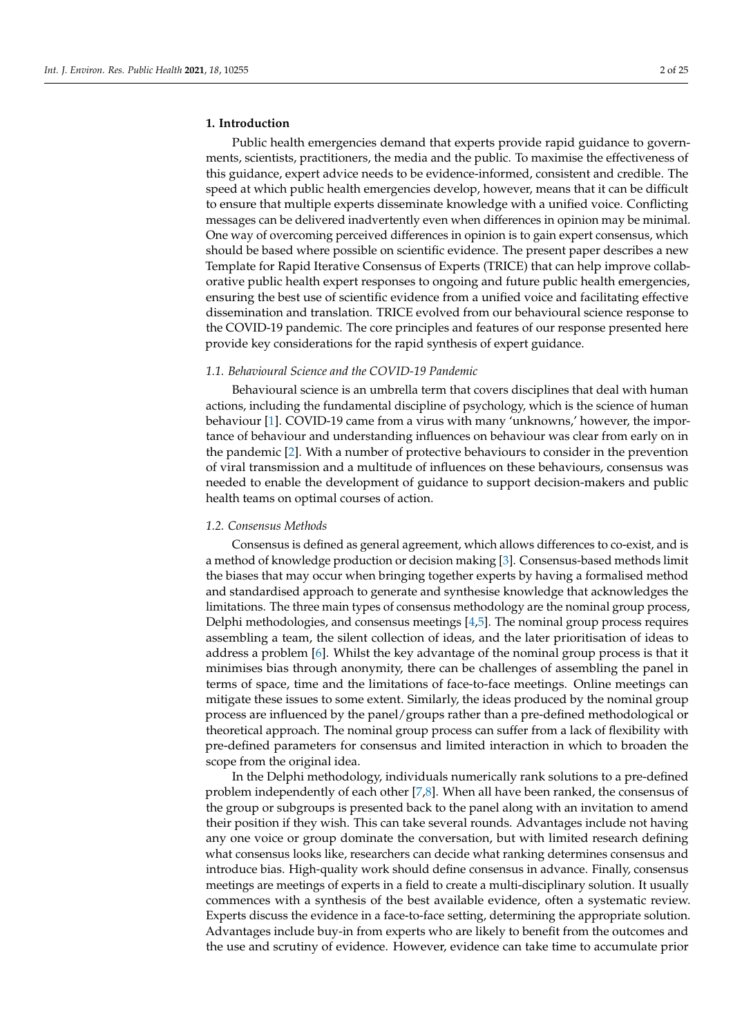## 1. Introduction

Public health emergencies demand that experts provide rapid guidance to governments, scientists, practitioners, the media and the public. To maximise the effectiveness of this guidance, expert advice needs to be evidence-informed, consistent and credible. The speed at which public health emergencies develop, however, means that it can be difficult to ensure that multiple experts disseminate knowledge with a unified voice. Conflicting messages can be delivered inadvertently even when differences in opinion may be minimal. One way of overcoming perceived differences in opinion is to gain expert consensus, which should be based where possible on scientific evidence. The present paper describes a new Template for Rapid Iterative Consensus of Experts (TRICE) that can help improve collaborative public health expert responses to ongoing and future public health emergencies, ensuring the best use of scientific evidence from a unified voice and facilitating effective dissemination and translation. TRICE evolved from our behavioural science response to the COVID-19 pandemic. The core principles and features of our response presented here provide key considerations for the rapid synthesis of expert guidance.

### 1.1. Behavioural Science and the COVID-19 Pandemic

Behavioural science is an umbrella term that covers disciplines that deal with human actions, including the fundamental discipline of psychology, which is the science of human behaviour [1]. COVID-19 came from a virus with many 'unknowns,' however, the importance of behaviour and understanding influences on behaviour was clear from early on in the pandemic [2]. With a number of protective behaviours to consider in the prevention of viral transmission and a multitude of influences on these behaviours, consensus was needed to enable the development of guidance to support decision-makers and public health teams on optimal courses of action.

### 1.2. Consensus Methods

Consensus is defined as general agreement, which allows differences to co-exist, and is a method of knowledge production or decision making [3]. Consensus-based methods limit the biases that may occur when bringing together experts by having a formalised method and standardised approach to generate and synthesise knowledge that acknowledges the limitations. The three main types of consensus methodology are the nominal group process, Delphi methodologies, and consensus meetings [4,5]. The nominal group process requires assembling a team, the silent collection of ideas, and the later prioritisation of ideas to address a problem [6]. Whilst the key advantage of the nominal group process is that it minimises bias through anonymity, there can be challenges of assembling the panel in terms of space, time and the limitations of face-to-face meetings. Online meetings can mitigate these issues to some extent. Similarly, the ideas produced by the nominal group process are influenced by the panel/groups rather than a pre-defined methodological or theoretical approach. The nominal group process can suffer from a lack of flexibility with pre-defined parameters for consensus and limited interaction in which to broaden the scope from the original idea.

In the Delphi methodology, individuals numerically rank solutions to a pre-defined problem independently of each other [7,8]. When all have been ranked, the consensus of the group or subgroups is presented back to the panel along with an invitation to amend their position if they wish. This can take several rounds. Advantages include not having any one voice or group dominate the conversation, but with limited research defining what consensus looks like, researchers can decide what ranking determines consensus and introduce bias. High-quality work should define consensus in advance. Finally, consensus meetings are meetings of experts in a field to create a multi-disciplinary solution. It usually commences with a synthesis of the best available evidence, often a systematic review. Experts discuss the evidence in a face-to-face setting, determining the appropriate solution. Advantages include buy-in from experts who are likely to benefit from the outcomes and the use and scrutiny of evidence. However, evidence can take time to accumulate prior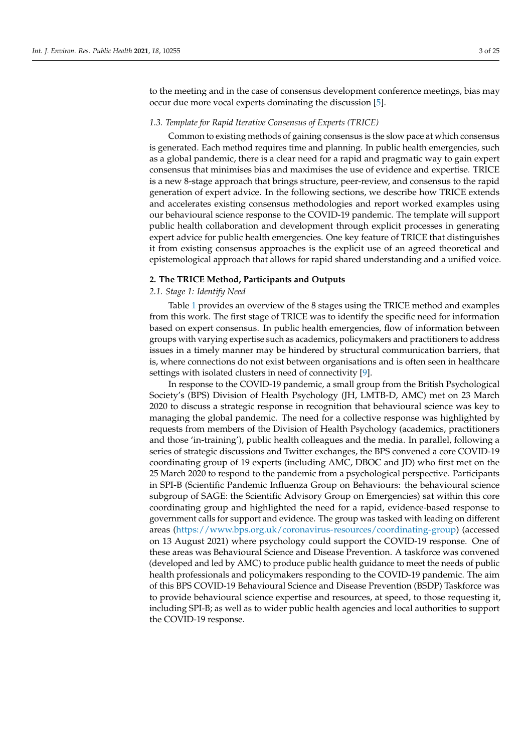to the meeting and in the case of consensus development conference meetings, bias may occur due more vocal experts dominating the discussion [5].

### *1.3. Template for Rapid Iterative Consensus of Experts (TRICE)*

Common to existing methods of gaining consensus is the slow pace at which consensus is generated. Each method requires time and planning. In public health emergencies, such as a global pandemic, there is a clear need for a rapid and pragmatic way to gain expert consensus that minimises bias and maximises the use of evidence and expertise. TRICE is a new 8-stage approach that brings structure, peer-review, and consensus to the rapid generation of expert advice. In the following sections, we describe how TRICE extends and accelerates existing consensus methodologies and report worked examples using our behavioural science response to the COVID-19 pandemic. The template will support public health collaboration and development through explicit processes in generating expert advice for public health emergencies. One key feature of TRICE that distinguishes it from existing consensus approaches is the explicit use of an agreed theoretical and epistemological approach that allows for rapid shared understanding and a unified voice.

## **2. The TRICE Method, Participants and Outputs**

### *2.1. Stage 1: Identify Need*

Table 1 provides an overview of the 8 stages using the TRICE method and examples from this work. The first stage of TRICE was to identify the specific need for information based on expert consensus. In public health emergencies, flow of information between groups with varying expertise such as academics, policymakers and practitioners to address issues in a timely manner may be hindered by structural communication barriers, that is, where connections do not exist between organisations and is often seen in healthcare settings with isolated clusters in need of connectivity [9].

In response to the COVID-19 pandemic, a small group from the British Psychological Society's (BPS) Division of Health Psychology (JH, LMTB-D, AMC) met on 23 March 2020 to discuss a strategic response in recognition that behavioural science was key to managing the global pandemic. The need for a collective response was highlighted by requests from members of the Division of Health Psychology (academics, practitioners and those 'in-training'), public health colleagues and the media. In parallel, following a series of strategic discussions and Twitter exchanges, the BPS convened a core COVID-19 coordinating group of 19 experts (including AMC, DBOC and JD) who first met on the 25 March 2020 to respond to the pandemic from a psychological perspective. Participants in SPI-B (Scientific Pandemic Influenza Group on Behaviours: the behavioural science subgroup of SAGE: the Scientific Advisory Group on Emergencies) sat within this core coordinating group and highlighted the need for a rapid, evidence-based response to government calls for support and evidence. The group was tasked with leading on different areas (https://www.bps.org.uk/coronavirus-resources/coordinating-group) (accessed on 13 August 2021) where psychology could support the COVID-19 response. One of these areas was Behavioural Science and Disease Prevention. A taskforce was convened (developed and led by AMC) to produce public health guidance to meet the needs of public health professionals and policymakers responding to the COVID-19 pandemic. The aim of this BPS COVID-19 Behavioural Science and Disease Prevention (BSDP) Taskforce was to provide behavioural science expertise and resources, at speed, to those requesting it, including SPI-B; as well as to wider public health agencies and local authorities to support the COVID-19 response.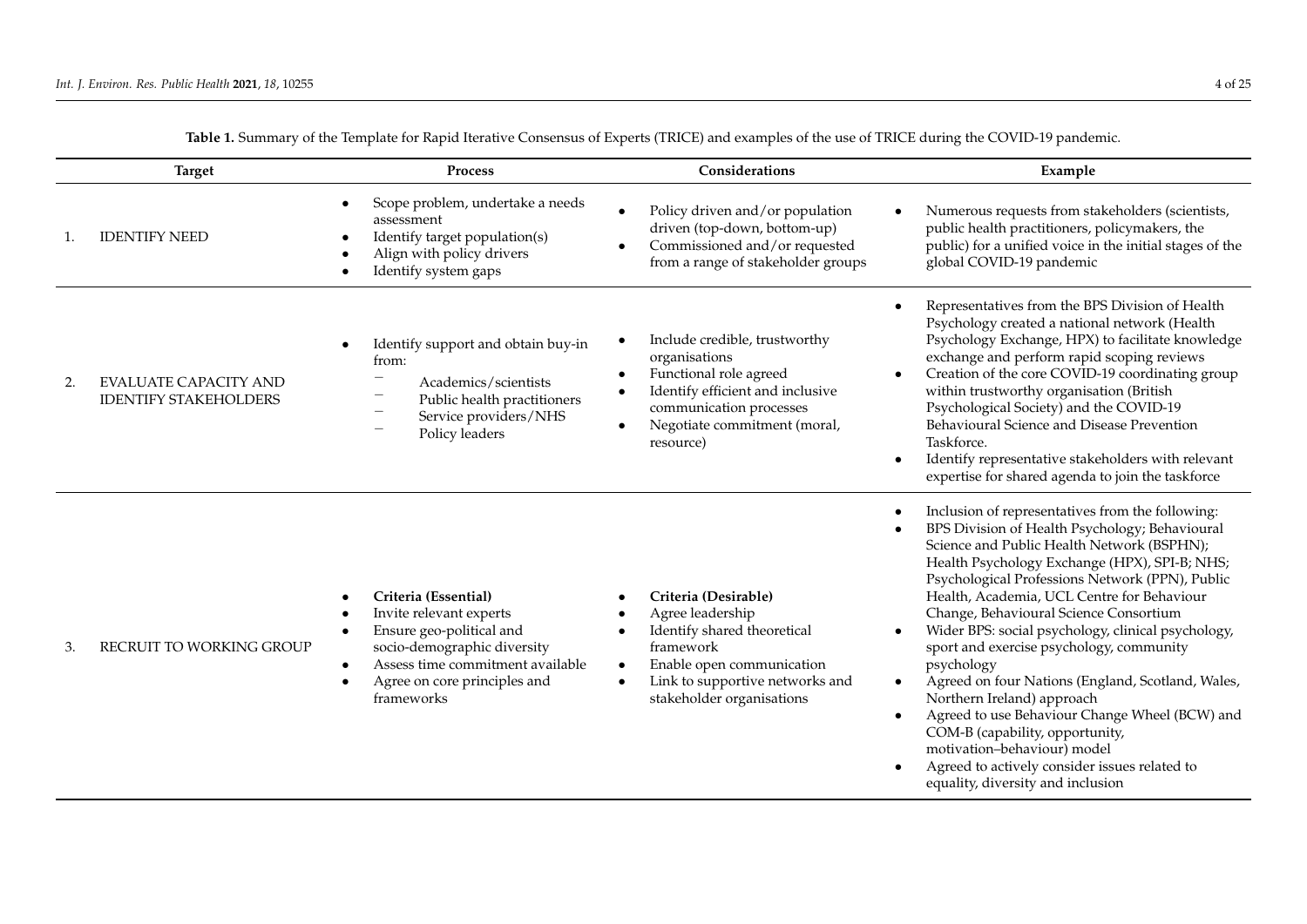**Table 1.** Summary of the Template for Rapid Iterative Consensus of Experts (TRICE) and examples of the use of TRICE during the COVID-19 pandemic.

| Target | Process | Considerations | Example |
|---|---|---|---|
| 1. IDENTIFY NEED | • Scope problem, undertake a needs assessment<br>• Identify target population(s)<br>• Align with policy drivers<br>• Identify system gaps | • Policy driven and/or population driven (top-down, bottom-up)<br>• Commissioned and/or requested from a range of stakeholder groups | • Numerous requests from stakeholders (scientists, public health practitioners, policymakers, the public) for a unified voice in the initial stages of the global COVID-19 pandemic |
| 2. EVALUATE CAPACITY AND IDENTIFY STAKEHOLDERS | • Identify support and obtain buy-in from:<br>– Academics/scientists<br>– Public health practitioners<br>– Service providers/NHS<br>– Policy leaders | • Include credible, trustworthy organisations<br>• Functional role agreed<br>• Identify efficient and inclusive communication processes<br>• Negotiate commitment (moral, resource) | • Representatives from the BPS Division of Health Psychology created a national network (Health Psychology Exchange, HPX) to facilitate knowledge exchange and perform rapid scoping reviews<br>• Creation of the core COVID-19 coordinating group within trustworthy organisation (British Psychological Society) and the COVID-19 Behavioural Science and Disease Prevention Taskforce.<br>• Identify representative stakeholders with relevant expertise for shared agenda to join the taskforce |
| 3. RECRUIT TO WORKING GROUP | • **Criteria (Essential)**<br>• Invite relevant experts<br>• Ensure geo-political and socio-demographic diversity<br>• Assess time commitment available<br>• Agree on core principles and frameworks | • **Criteria (Desirable)**<br>• Agree leadership<br>• Identify shared theoretical framework<br>• Enable open communication<br>• Link to supportive networks and stakeholder organisations | • Inclusion of representatives from the following:<br>• BPS Division of Health Psychology; Behavioural Science and Public Health Network (BSPHN); Health Psychology Exchange (HPX), SPI-B; NHS; Psychological Professions Network (PPN), Public Health, Academia, UCL Centre for Behaviour Change, Behavioural Science Consortium<br>• Wider BPS: social psychology, clinical psychology, sport and exercise psychology, community psychology<br>• Agreed on four Nations (England, Scotland, Wales, Northern Ireland) approach<br>• Agreed to use Behaviour Change Wheel (BCW) and COM-B (capability, opportunity, motivation–behaviour) model<br>• Agreed to actively consider issues related to equality, diversity and inclusion |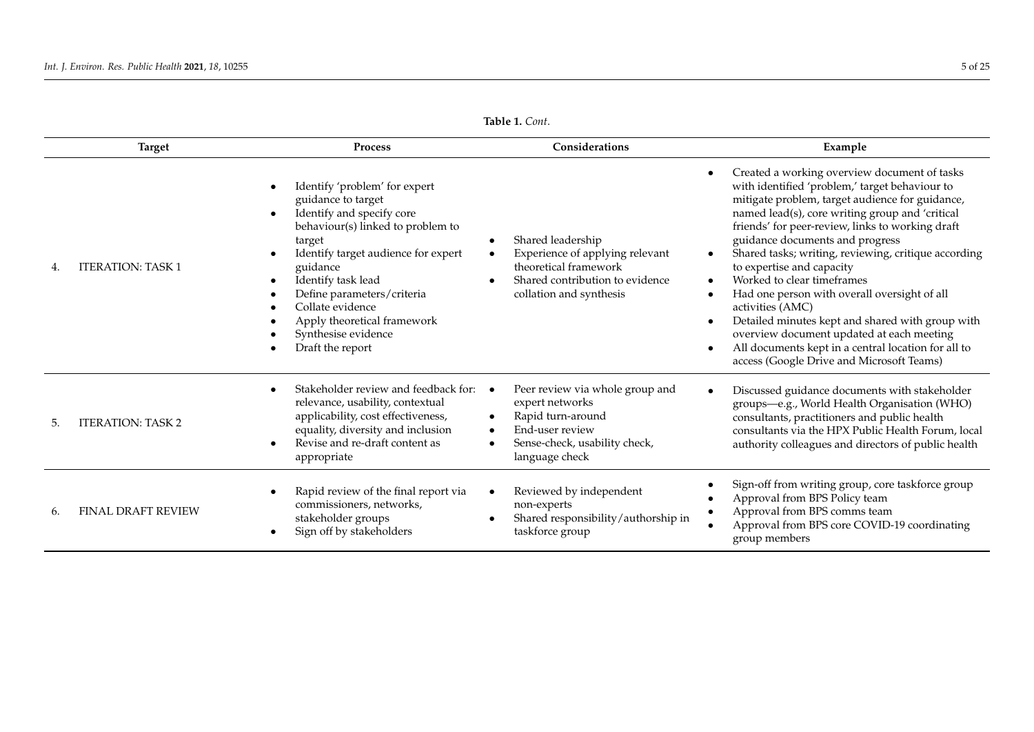**Table 1.** *Cont.*

| Target | Process | Considerations | Example |
|---|---|---|---|
| 4. ITERATION: TASK 1 | • Identify 'problem' for expert guidance to target<br>• Identify and specify core behaviour(s) linked to problem to target<br>• Identify target audience for expert guidance<br>• Identify task lead<br>• Define parameters/criteria<br>• Collate evidence<br>• Apply theoretical framework<br>• Synthesise evidence<br>• Draft the report | • Shared leadership<br>• Experience of applying relevant theoretical framework<br>• Shared contribution to evidence collation and synthesis | • Created a working overview document of tasks with identified 'problem,' target behaviour to mitigate problem, target audience for guidance, named lead(s), core writing group and 'critical friends' for peer-review, links to working draft guidance documents and progress<br>• Shared tasks; writing, reviewing, critique according to expertise and capacity<br>• Worked to clear timeframes<br>• Had one person with overall oversight of all activities (AMC)<br>• Detailed minutes kept and shared with group with overview document updated at each meeting<br>• All documents kept in a central location for all to access (Google Drive and Microsoft Teams) |
| 5. ITERATION: TASK 2 | • Stakeholder review and feedback for: relevance, usability, contextual applicability, cost effectiveness, equality, diversity and inclusion<br>• Revise and re-draft content as appropriate | • Peer review via whole group and expert networks<br>• Rapid turn-around<br>• End-user review<br>• Sense-check, usability check, language check | • Discussed guidance documents with stakeholder groups—e.g., World Health Organisation (WHO) consultants, practitioners and public health consultants via the HPX Public Health Forum, local authority colleagues and directors of public health |
| 6. FINAL DRAFT REVIEW | • Rapid review of the final report via commissioners, networks, stakeholder groups<br>• Sign off by stakeholders | • Reviewed by independent non-experts<br>• Shared responsibility/authorship in taskforce group | • Sign-off from writing group, core taskforce group<br>• Approval from BPS Policy team<br>• Approval from BPS comms team<br>• Approval from BPS core COVID-19 coordinating group members |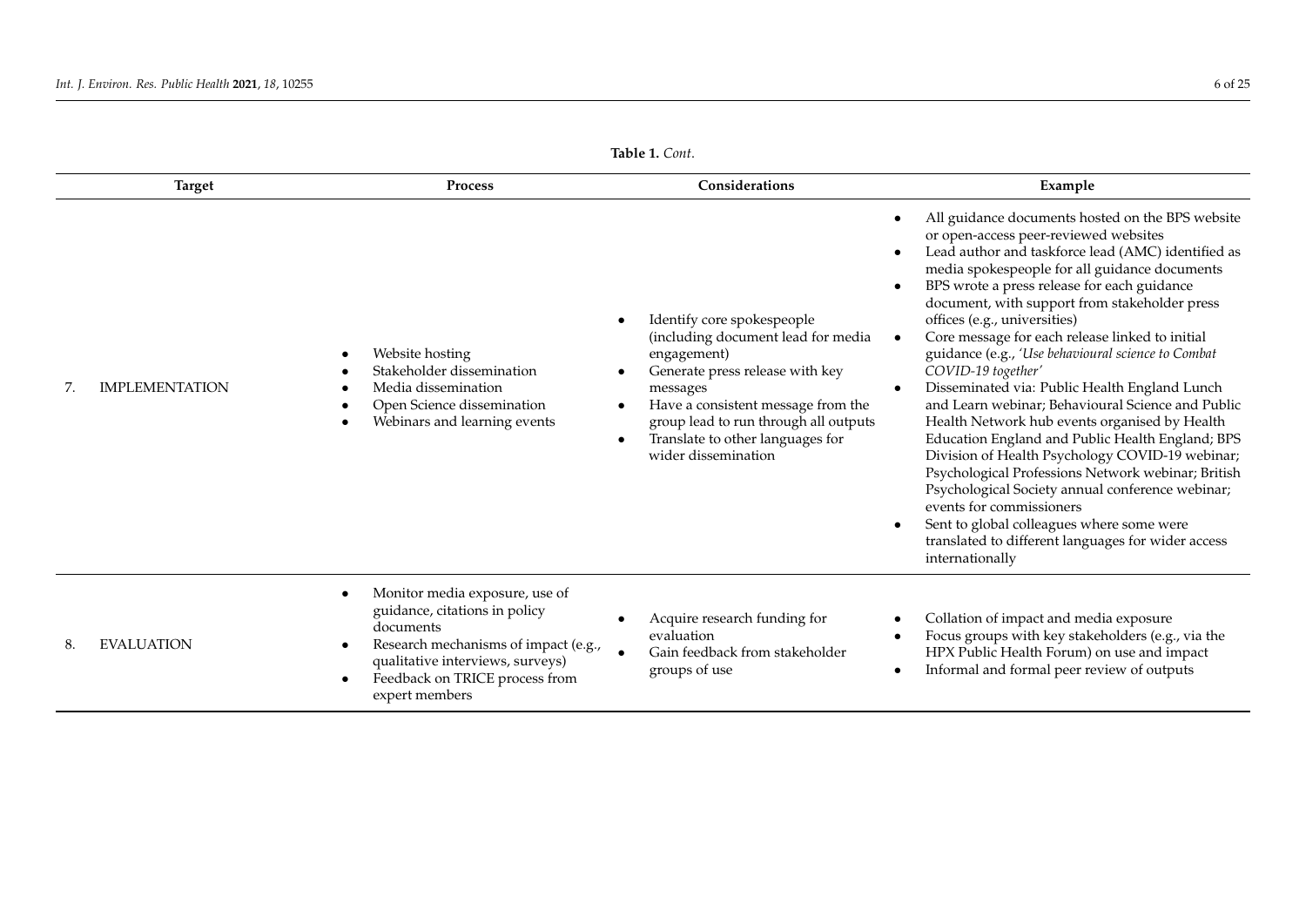**Table 1.** *Cont.*

| Target | Process | Considerations | Example |
|---|---|---|---|
| 7. IMPLEMENTATION | • Website hosting<br>• Stakeholder dissemination<br>• Media dissemination<br>• Open Science dissemination<br>• Webinars and learning events | • Identify core spokespeople (including document lead for media engagement)<br>• Generate press release with key messages<br>• Have a consistent message from the group lead to run through all outputs<br>• Translate to other languages for wider dissemination | • All guidance documents hosted on the BPS website or open-access peer-reviewed websites<br>• Lead author and taskforce lead (AMC) identified as media spokespeople for all guidance documents<br>• BPS wrote a press release for each guidance document, with support from stakeholder press offices (e.g., universities)<br>• Core message for each release linked to initial guidance (e.g., *'Use behavioural science to Combat COVID-19 together'*<br>• Disseminated via: Public Health England Lunch and Learn webinar; Behavioural Science and Public Health Network hub events organised by Health Education England and Public Health England; BPS Division of Health Psychology COVID-19 webinar; Psychological Professions Network webinar; British Psychological Society annual conference webinar; events for commissioners<br>• Sent to global colleagues where some were translated to different languages for wider access internationally |
| 8. EVALUATION | • Monitor media exposure, use of guidance, citations in policy documents<br>• Research mechanisms of impact (e.g., qualitative interviews, surveys)<br>• Feedback on TRICE process from expert members | • Acquire research funding for evaluation<br>• Gain feedback from stakeholder groups of use | • Collation of impact and media exposure<br>• Focus groups with key stakeholders (e.g., via the HPX Public Health Forum) on use and impact<br>• Informal and formal peer review of outputs |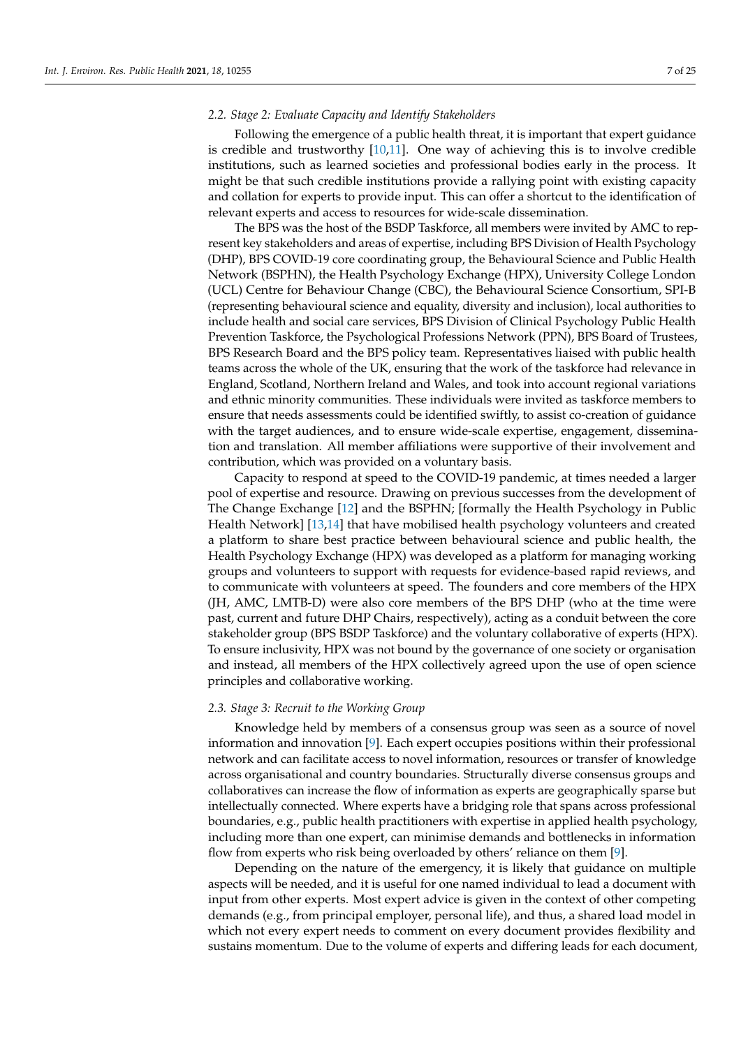### 2.2. Stage 2: Evaluate Capacity and Identify Stakeholders

Following the emergence of a public health threat, it is important that expert guidance is credible and trustworthy [10,11]. One way of achieving this is to involve credible institutions, such as learned societies and professional bodies early in the process. It might be that such credible institutions provide a rallying point with existing capacity and collation for experts to provide input. This can offer a shortcut to the identification of relevant experts and access to resources for wide-scale dissemination.

The BPS was the host of the BSDP Taskforce, all members were invited by AMC to represent key stakeholders and areas of expertise, including BPS Division of Health Psychology (DHP), BPS COVID-19 core coordinating group, the Behavioural Science and Public Health Network (BSPHN), the Health Psychology Exchange (HPX), University College London (UCL) Centre for Behaviour Change (CBC), the Behavioural Science Consortium, SPI-B (representing behavioural science and equality, diversity and inclusion), local authorities to include health and social care services, BPS Division of Clinical Psychology Public Health Prevention Taskforce, the Psychological Professions Network (PPN), BPS Board of Trustees, BPS Research Board and the BPS policy team. Representatives liaised with public health teams across the whole of the UK, ensuring that the work of the taskforce had relevance in England, Scotland, Northern Ireland and Wales, and took into account regional variations and ethnic minority communities. These individuals were invited as taskforce members to ensure that needs assessments could be identified swiftly, to assist co-creation of guidance with the target audiences, and to ensure wide-scale expertise, engagement, dissemination and translation. All member affiliations were supportive of their involvement and contribution, which was provided on a voluntary basis.

Capacity to respond at speed to the COVID-19 pandemic, at times needed a larger pool of expertise and resource. Drawing on previous successes from the development of The Change Exchange [12] and the BSPHN; [formally the Health Psychology in Public Health Network] [13,14] that have mobilised health psychology volunteers and created a platform to share best practice between behavioural science and public health, the Health Psychology Exchange (HPX) was developed as a platform for managing working groups and volunteers to support with requests for evidence-based rapid reviews, and to communicate with volunteers at speed. The founders and core members of the HPX (JH, AMC, LMTB-D) were also core members of the BPS DHP (who at the time were past, current and future DHP Chairs, respectively), acting as a conduit between the core stakeholder group (BPS BSDP Taskforce) and the voluntary collaborative of experts (HPX). To ensure inclusivity, HPX was not bound by the governance of one society or organisation and instead, all members of the HPX collectively agreed upon the use of open science principles and collaborative working.

### 2.3. Stage 3: Recruit to the Working Group

Knowledge held by members of a consensus group was seen as a source of novel information and innovation [9]. Each expert occupies positions within their professional network and can facilitate access to novel information, resources or transfer of knowledge across organisational and country boundaries. Structurally diverse consensus groups and collaboratives can increase the flow of information as experts are geographically sparse but intellectually connected. Where experts have a bridging role that spans across professional boundaries, e.g., public health practitioners with expertise in applied health psychology, including more than one expert, can minimise demands and bottlenecks in information flow from experts who risk being overloaded by others' reliance on them [9].

Depending on the nature of the emergency, it is likely that guidance on multiple aspects will be needed, and it is useful for one named individual to lead a document with input from other experts. Most expert advice is given in the context of other competing demands (e.g., from principal employer, personal life), and thus, a shared load model in which not every expert needs to comment on every document provides flexibility and sustains momentum. Due to the volume of experts and differing leads for each document,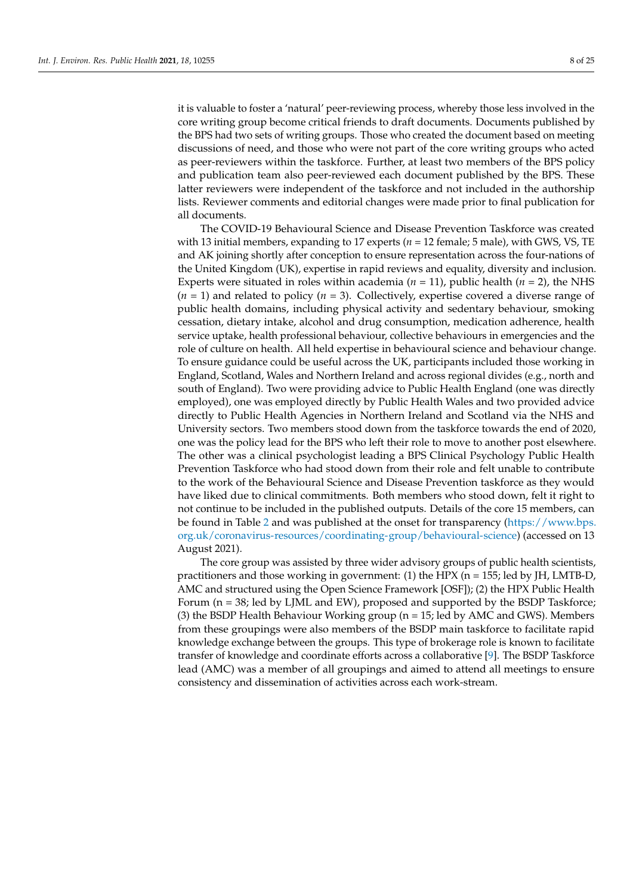it is valuable to foster a 'natural' peer-reviewing process, whereby those less involved in the core writing group become critical friends to draft documents. Documents published by the BPS had two sets of writing groups. Those who created the document based on meeting discussions of need, and those who were not part of the core writing groups who acted as peer-reviewers within the taskforce. Further, at least two members of the BPS policy and publication team also peer-reviewed each document published by the BPS. These latter reviewers were independent of the taskforce and not included in the authorship lists. Reviewer comments and editorial changes were made prior to final publication for all documents.

The COVID-19 Behavioural Science and Disease Prevention Taskforce was created with 13 initial members, expanding to 17 experts (*n* = 12 female; 5 male), with GWS, VS, TE and AK joining shortly after conception to ensure representation across the four-nations of the United Kingdom (UK), expertise in rapid reviews and equality, diversity and inclusion. Experts were situated in roles within academia (*n* = 11), public health (*n* = 2), the NHS (*n* = 1) and related to policy (*n* = 3). Collectively, expertise covered a diverse range of public health domains, including physical activity and sedentary behaviour, smoking cessation, dietary intake, alcohol and drug consumption, medication adherence, health service uptake, health professional behaviour, collective behaviours in emergencies and the role of culture on health. All held expertise in behavioural science and behaviour change. To ensure guidance could be useful across the UK, participants included those working in England, Scotland, Wales and Northern Ireland and across regional divides (e.g., north and south of England). Two were providing advice to Public Health England (one was directly employed), one was employed directly by Public Health Wales and two provided advice directly to Public Health Agencies in Northern Ireland and Scotland via the NHS and University sectors. Two members stood down from the taskforce towards the end of 2020, one was the policy lead for the BPS who left their role to move to another post elsewhere. The other was a clinical psychologist leading a BPS Clinical Psychology Public Health Prevention Taskforce who had stood down from their role and felt unable to contribute to the work of the Behavioural Science and Disease Prevention taskforce as they would have liked due to clinical commitments. Both members who stood down, felt it right to not continue to be included in the published outputs. Details of the core 15 members, can be found in Table 2 and was published at the onset for transparency (https://www.bps.org.uk/coronavirus-resources/coordinating-group/behavioural-science) (accessed on 13 August 2021).

The core group was assisted by three wider advisory groups of public health scientists, practitioners and those working in government: (1) the HPX (n = 155; led by JH, LMTB-D, AMC and structured using the Open Science Framework [OSF]); (2) the HPX Public Health Forum (n = 38; led by LJML and EW), proposed and supported by the BSDP Taskforce; (3) the BSDP Health Behaviour Working group (n = 15; led by AMC and GWS). Members from these groupings were also members of the BSDP main taskforce to facilitate rapid knowledge exchange between the groups. This type of brokerage role is known to facilitate transfer of knowledge and coordinate efforts across a collaborative [9]. The BSDP Taskforce lead (AMC) was a member of all groupings and aimed to attend all meetings to ensure consistency and dissemination of activities across each work-stream.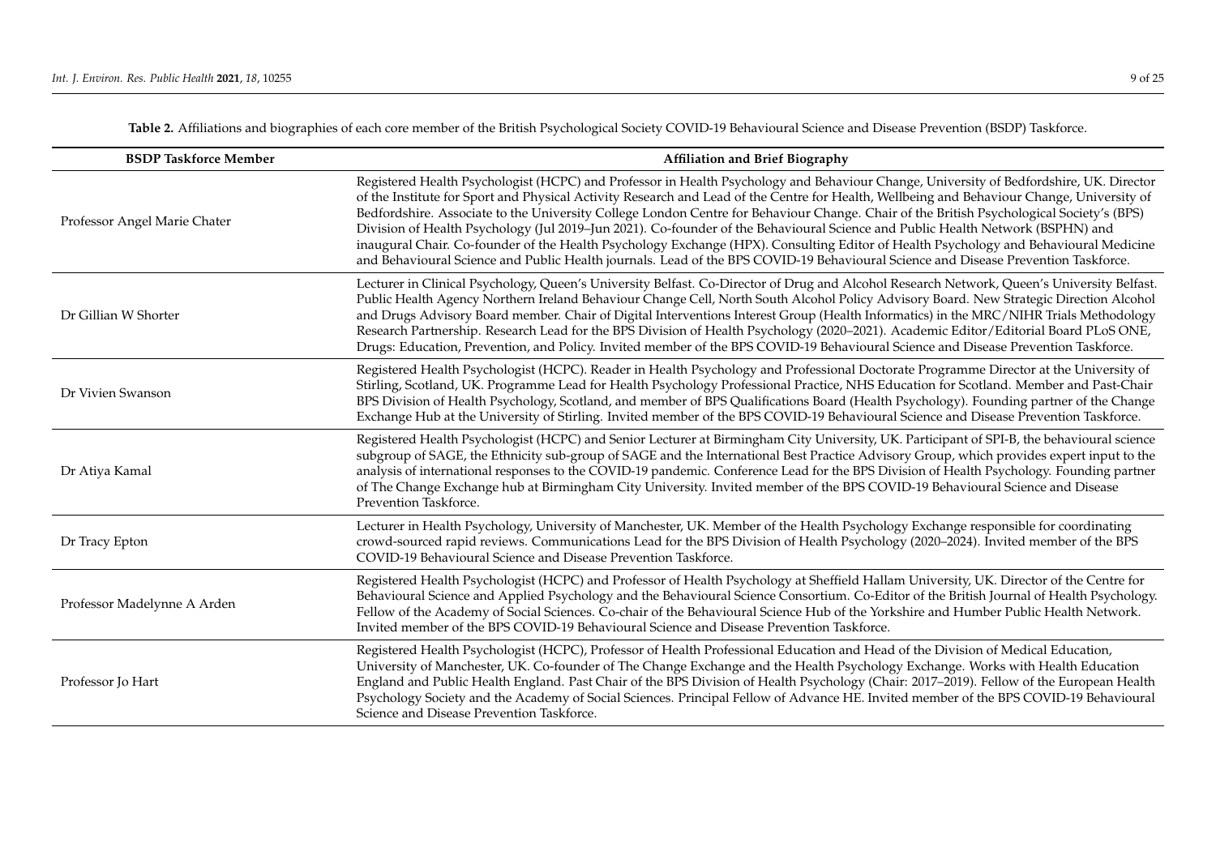**Table 2.** Affiliations and biographies of each core member of the British Psychological Society COVID-19 Behavioural Science and Disease Prevention (BSDP) Taskforce.

| BSDP Taskforce Member | Affiliation and Brief Biography |
| --- | --- |
| Professor Angel Marie Chater | Registered Health Psychologist (HCPC) and Professor in Health Psychology and Behaviour Change, University of Bedfordshire, UK. Director of the Institute for Sport and Physical Activity Research and Lead of the Centre for Health, Wellbeing and Behaviour Change, University of Bedfordshire. Associate to the University College London Centre for Behaviour Change. Chair of the British Psychological Society's (BPS) Division of Health Psychology (Jul 2019–Jun 2021). Co-founder of the Behavioural Science and Public Health Network (BSPHN) and inaugural Chair. Co-founder of the Health Psychology Exchange (HPX). Consulting Editor of Health Psychology and Behavioural Medicine and Behavioural Science and Public Health journals. Lead of the BPS COVID-19 Behavioural Science and Disease Prevention Taskforce. |
| Dr Gillian W Shorter | Lecturer in Clinical Psychology, Queen's University Belfast. Co-Director of Drug and Alcohol Research Network, Queen's University Belfast. Public Health Agency Northern Ireland Behaviour Change Cell, North South Alcohol Policy Advisory Board. New Strategic Direction Alcohol and Drugs Advisory Board member. Chair of Digital Interventions Interest Group (Health Informatics) in the MRC/NIHR Trials Methodology Research Partnership. Research Lead for the BPS Division of Health Psychology (2020–2021). Academic Editor/Editorial Board PLoS ONE, Drugs: Education, Prevention, and Policy. Invited member of the BPS COVID-19 Behavioural Science and Disease Prevention Taskforce. |
| Dr Vivien Swanson | Registered Health Psychologist (HCPC). Reader in Health Psychology and Professional Doctorate Programme Director at the University of Stirling, Scotland, UK. Programme Lead for Health Psychology Professional Practice, NHS Education for Scotland. Member and Past-Chair BPS Division of Health Psychology, Scotland, and member of BPS Qualifications Board (Health Psychology). Founding partner of the Change Exchange Hub at the University of Stirling. Invited member of the BPS COVID-19 Behavioural Science and Disease Prevention Taskforce. |
| Dr Atiya Kamal | Registered Health Psychologist (HCPC) and Senior Lecturer at Birmingham City University, UK. Participant of SPI-B, the behavioural science subgroup of SAGE, the Ethnicity sub-group of SAGE and the International Best Practice Advisory Group, which provides expert input to the analysis of international responses to the COVID-19 pandemic. Conference Lead for the BPS Division of Health Psychology. Founding partner of The Change Exchange hub at Birmingham City University. Invited member of the BPS COVID-19 Behavioural Science and Disease Prevention Taskforce. |
| Dr Tracy Epton | Lecturer in Health Psychology, University of Manchester, UK. Member of the Health Psychology Exchange responsible for coordinating crowd-sourced rapid reviews. Communications Lead for the BPS Division of Health Psychology (2020–2024). Invited member of the BPS COVID-19 Behavioural Science and Disease Prevention Taskforce. |
| Professor Madelynne A Arden | Registered Health Psychologist (HCPC) and Professor of Health Psychology at Sheffield Hallam University, UK. Director of the Centre for Behavioural Science and Applied Psychology and the Behavioural Science Consortium. Co-Editor of the British Journal of Health Psychology. Fellow of the Academy of Social Sciences. Co-chair of the Behavioural Science Hub of the Yorkshire and Humber Public Health Network. Invited member of the BPS COVID-19 Behavioural Science and Disease Prevention Taskforce. |
| Professor Jo Hart | Registered Health Psychologist (HCPC), Professor of Health Professional Education and Head of the Division of Medical Education, University of Manchester, UK. Co-founder of The Change Exchange and the Health Psychology Exchange. Works with Health Education England and Public Health England. Past Chair of the BPS Division of Health Psychology (Chair: 2017–2019). Fellow of the European Health Psychology Society and the Academy of Social Sciences. Principal Fellow of Advance HE. Invited member of the BPS COVID-19 Behavioural Science and Disease Prevention Taskforce. |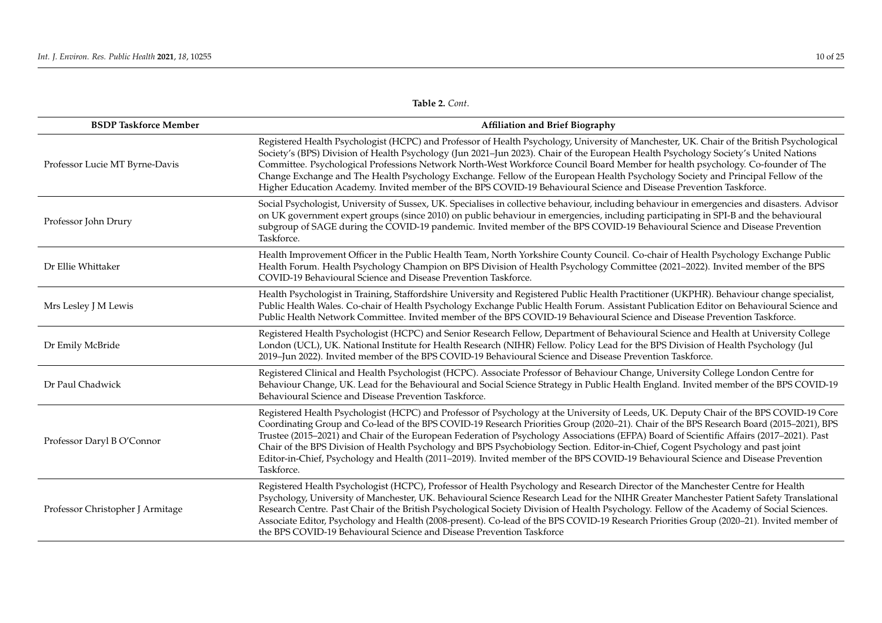**Table 2.** *Cont.*

| BSDP Taskforce Member | Affiliation and Brief Biography |
| --- | --- |
| Professor Lucie MT Byrne-Davis | Registered Health Psychologist (HCPC) and Professor of Health Psychology, University of Manchester, UK. Chair of the British Psychological Society's (BPS) Division of Health Psychology (Jun 2021–Jun 2023). Chair of the European Health Psychology Society's United Nations Committee. Psychological Professions Network North-West Workforce Council Board Member for health psychology. Co-founder of The Change Exchange and The Health Psychology Exchange. Fellow of the European Health Psychology Society and Principal Fellow of the Higher Education Academy. Invited member of the BPS COVID-19 Behavioural Science and Disease Prevention Taskforce. |
| Professor John Drury | Social Psychologist, University of Sussex, UK. Specialises in collective behaviour, including behaviour in emergencies and disasters. Advisor on UK government expert groups (since 2010) on public behaviour in emergencies, including participating in SPI-B and the behavioural subgroup of SAGE during the COVID-19 pandemic. Invited member of the BPS COVID-19 Behavioural Science and Disease Prevention Taskforce. |
| Dr Ellie Whittaker | Health Improvement Officer in the Public Health Team, North Yorkshire County Council. Co-chair of Health Psychology Exchange Public Health Forum. Health Psychology Champion on BPS Division of Health Psychology Committee (2021–2022). Invited member of the BPS COVID-19 Behavioural Science and Disease Prevention Taskforce. |
| Mrs Lesley J M Lewis | Health Psychologist in Training, Staffordshire University and Registered Public Health Practitioner (UKPHR). Behaviour change specialist, Public Health Wales. Co-chair of Health Psychology Exchange Public Health Forum. Assistant Publication Editor on Behavioural Science and Public Health Network Committee. Invited member of the BPS COVID-19 Behavioural Science and Disease Prevention Taskforce. |
| Dr Emily McBride | Registered Health Psychologist (HCPC) and Senior Research Fellow, Department of Behavioural Science and Health at University College London (UCL), UK. National Institute for Health Research (NIHR) Fellow. Policy Lead for the BPS Division of Health Psychology (Jul 2019–Jun 2022). Invited member of the BPS COVID-19 Behavioural Science and Disease Prevention Taskforce. |
| Dr Paul Chadwick | Registered Clinical and Health Psychologist (HCPC). Associate Professor of Behaviour Change, University College London Centre for Behaviour Change, UK. Lead for the Behavioural and Social Science Strategy in Public Health England. Invited member of the BPS COVID-19 Behavioural Science and Disease Prevention Taskforce. |
| Professor Daryl B O'Connor | Registered Health Psychologist (HCPC) and Professor of Psychology at the University of Leeds, UK. Deputy Chair of the BPS COVID-19 Core Coordinating Group and Co-lead of the BPS COVID-19 Research Priorities Group (2020–21). Chair of the BPS Research Board (2015–2021), BPS Trustee (2015–2021) and Chair of the European Federation of Psychology Associations (EFPA) Board of Scientific Affairs (2017–2021). Past Chair of the BPS Division of Health Psychology and BPS Psychobiology Section. Editor-in-Chief, Cogent Psychology and past joint Editor-in-Chief, Psychology and Health (2011–2019). Invited member of the BPS COVID-19 Behavioural Science and Disease Prevention Taskforce. |
| Professor Christopher J Armitage | Registered Health Psychologist (HCPC), Professor of Health Psychology and Research Director of the Manchester Centre for Health Psychology, University of Manchester, UK. Behavioural Science Research Lead for the NIHR Greater Manchester Patient Safety Translational Research Centre. Past Chair of the British Psychological Society Division of Health Psychology. Fellow of the Academy of Social Sciences. Associate Editor, Psychology and Health (2008-present). Co-lead of the BPS COVID-19 Research Priorities Group (2020–21). Invited member of the BPS COVID-19 Behavioural Science and Disease Prevention Taskforce |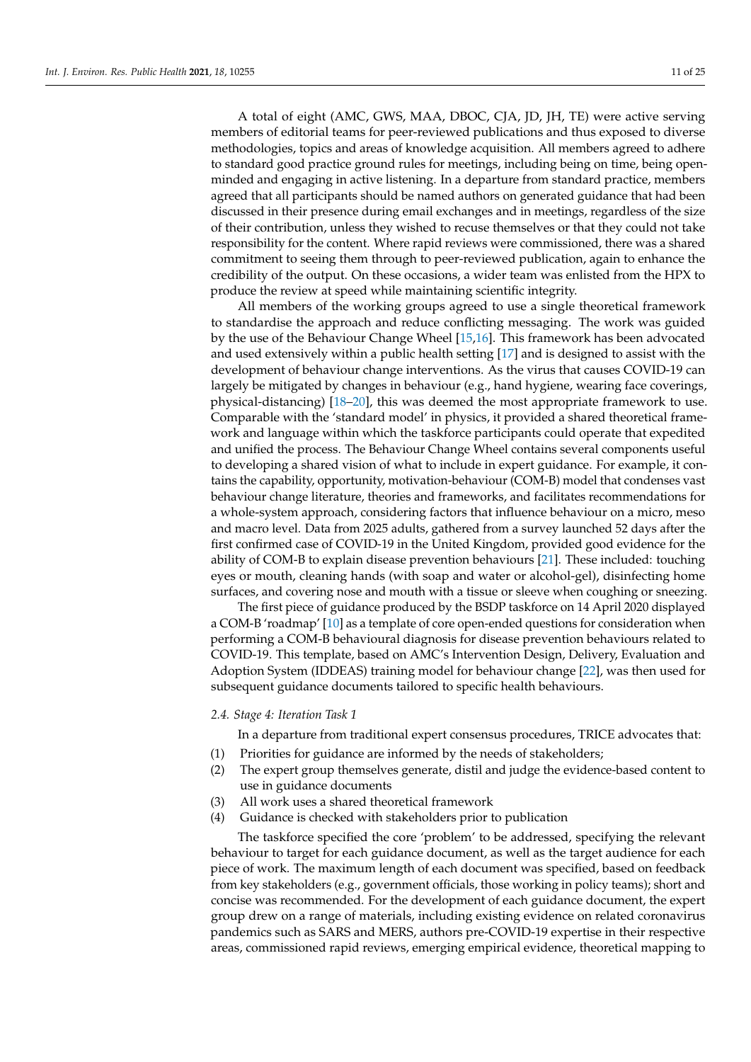A total of eight (AMC, GWS, MAA, DBOC, CJA, JD, JH, TE) were active serving members of editorial teams for peer-reviewed publications and thus exposed to diverse methodologies, topics and areas of knowledge acquisition. All members agreed to adhere to standard good practice ground rules for meetings, including being on time, being open-minded and engaging in active listening. In a departure from standard practice, members agreed that all participants should be named authors on generated guidance that had been discussed in their presence during email exchanges and in meetings, regardless of the size of their contribution, unless they wished to recuse themselves or that they could not take responsibility for the content. Where rapid reviews were commissioned, there was a shared commitment to seeing them through to peer-reviewed publication, again to enhance the credibility of the output. On these occasions, a wider team was enlisted from the HPX to produce the review at speed while maintaining scientific integrity.

All members of the working groups agreed to use a single theoretical framework to standardise the approach and reduce conflicting messaging. The work was guided by the use of the Behaviour Change Wheel [15,16]. This framework has been advocated and used extensively within a public health setting [17] and is designed to assist with the development of behaviour change interventions. As the virus that causes COVID-19 can largely be mitigated by changes in behaviour (e.g., hand hygiene, wearing face coverings, physical-distancing) [18–20], this was deemed the most appropriate framework to use. Comparable with the 'standard model' in physics, it provided a shared theoretical framework and language within which the taskforce participants could operate that expedited and unified the process. The Behaviour Change Wheel contains several components useful to developing a shared vision of what to include in expert guidance. For example, it contains the capability, opportunity, motivation-behaviour (COM-B) model that condenses vast behaviour change literature, theories and frameworks, and facilitates recommendations for a whole-system approach, considering factors that influence behaviour on a micro, meso and macro level. Data from 2025 adults, gathered from a survey launched 52 days after the first confirmed case of COVID-19 in the United Kingdom, provided good evidence for the ability of COM-B to explain disease prevention behaviours [21]. These included: touching eyes or mouth, cleaning hands (with soap and water or alcohol-gel), disinfecting home surfaces, and covering nose and mouth with a tissue or sleeve when coughing or sneezing.

The first piece of guidance produced by the BSDP taskforce on 14 April 2020 displayed a COM-B 'roadmap' [10] as a template of core open-ended questions for consideration when performing a COM-B behavioural diagnosis for disease prevention behaviours related to COVID-19. This template, based on AMC's Intervention Design, Delivery, Evaluation and Adoption System (IDDEAS) training model for behaviour change [22], was then used for subsequent guidance documents tailored to specific health behaviours.

### *2.4. Stage 4: Iteration Task 1*

In a departure from traditional expert consensus procedures, TRICE advocates that:

(1) Priorities for guidance are informed by the needs of stakeholders;
(2) The expert group themselves generate, distil and judge the evidence-based content to use in guidance documents
(3) All work uses a shared theoretical framework
(4) Guidance is checked with stakeholders prior to publication

The taskforce specified the core 'problem' to be addressed, specifying the relevant behaviour to target for each guidance document, as well as the target audience for each piece of work. The maximum length of each document was specified, based on feedback from key stakeholders (e.g., government officials, those working in policy teams); short and concise was recommended. For the development of each guidance document, the expert group drew on a range of materials, including existing evidence on related coronavirus pandemics such as SARS and MERS, authors pre-COVID-19 expertise in their respective areas, commissioned rapid reviews, emerging empirical evidence, theoretical mapping to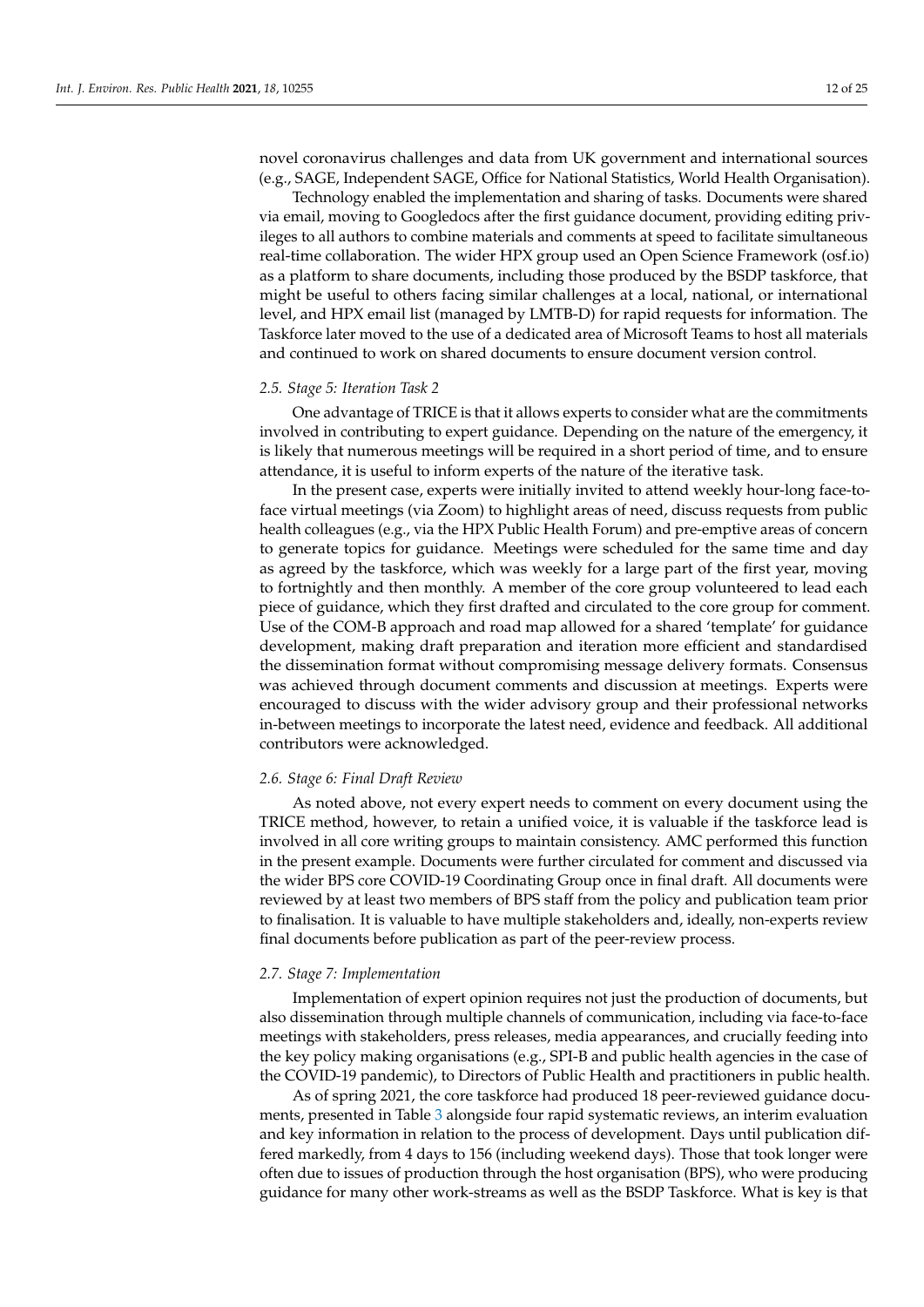novel coronavirus challenges and data from UK government and international sources (e.g., SAGE, Independent SAGE, Office for National Statistics, World Health Organisation).

Technology enabled the implementation and sharing of tasks. Documents were shared via email, moving to Googledocs after the first guidance document, providing editing privileges to all authors to combine materials and comments at speed to facilitate simultaneous real-time collaboration. The wider HPX group used an Open Science Framework (osf.io) as a platform to share documents, including those produced by the BSDP taskforce, that might be useful to others facing similar challenges at a local, national, or international level, and HPX email list (managed by LMTB-D) for rapid requests for information. The Taskforce later moved to the use of a dedicated area of Microsoft Teams to host all materials and continued to work on shared documents to ensure document version control.

### *2.5. Stage 5: Iteration Task 2*

One advantage of TRICE is that it allows experts to consider what are the commitments involved in contributing to expert guidance. Depending on the nature of the emergency, it is likely that numerous meetings will be required in a short period of time, and to ensure attendance, it is useful to inform experts of the nature of the iterative task.

In the present case, experts were initially invited to attend weekly hour-long face-to-face virtual meetings (via Zoom) to highlight areas of need, discuss requests from public health colleagues (e.g., via the HPX Public Health Forum) and pre-emptive areas of concern to generate topics for guidance. Meetings were scheduled for the same time and day as agreed by the taskforce, which was weekly for a large part of the first year, moving to fortnightly and then monthly. A member of the core group volunteered to lead each piece of guidance, which they first drafted and circulated to the core group for comment. Use of the COM-B approach and road map allowed for a shared 'template' for guidance development, making draft preparation and iteration more efficient and standardised the dissemination format without compromising message delivery formats. Consensus was achieved through document comments and discussion at meetings. Experts were encouraged to discuss with the wider advisory group and their professional networks in-between meetings to incorporate the latest need, evidence and feedback. All additional contributors were acknowledged.

### *2.6. Stage 6: Final Draft Review*

As noted above, not every expert needs to comment on every document using the TRICE method, however, to retain a unified voice, it is valuable if the taskforce lead is involved in all core writing groups to maintain consistency. AMC performed this function in the present example. Documents were further circulated for comment and discussed via the wider BPS core COVID-19 Coordinating Group once in final draft. All documents were reviewed by at least two members of BPS staff from the policy and publication team prior to finalisation. It is valuable to have multiple stakeholders and, ideally, non-experts review final documents before publication as part of the peer-review process.

### *2.7. Stage 7: Implementation*

Implementation of expert opinion requires not just the production of documents, but also dissemination through multiple channels of communication, including via face-to-face meetings with stakeholders, press releases, media appearances, and crucially feeding into the key policy making organisations (e.g., SPI-B and public health agencies in the case of the COVID-19 pandemic), to Directors of Public Health and practitioners in public health.

As of spring 2021, the core taskforce had produced 18 peer-reviewed guidance documents, presented in Table 3 alongside four rapid systematic reviews, an interim evaluation and key information in relation to the process of development. Days until publication differed markedly, from 4 days to 156 (including weekend days). Those that took longer were often due to issues of production through the host organisation (BPS), who were producing guidance for many other work-streams as well as the BSDP Taskforce. What is key is that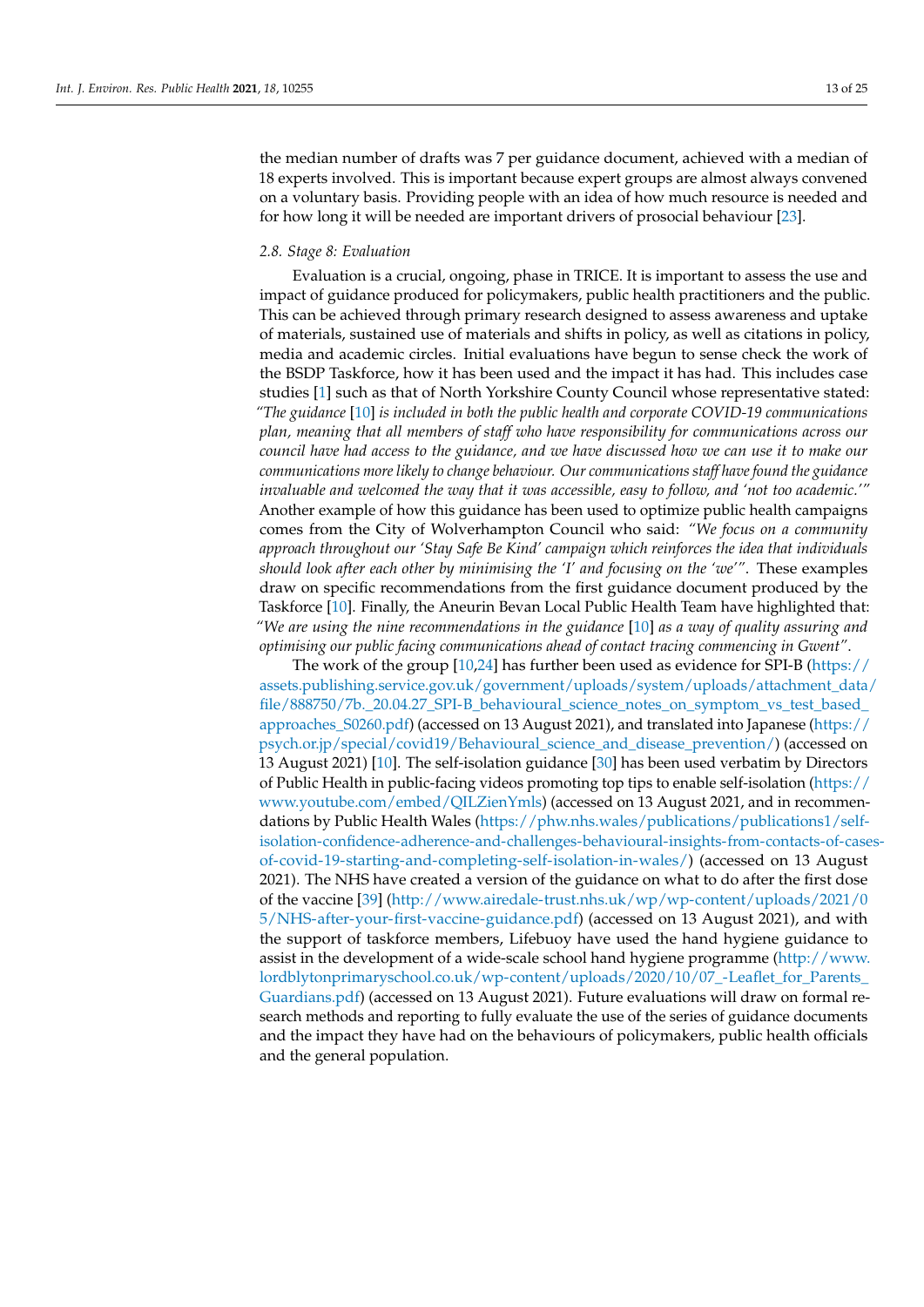the median number of drafts was 7 per guidance document, achieved with a median of 18 experts involved. This is important because expert groups are almost always convened on a voluntary basis. Providing people with an idea of how much resource is needed and for how long it will be needed are important drivers of prosocial behaviour [23].

### 2.8. Stage 8: Evaluation

Evaluation is a crucial, ongoing, phase in TRICE. It is important to assess the use and impact of guidance produced for policymakers, public health practitioners and the public. This can be achieved through primary research designed to assess awareness and uptake of materials, sustained use of materials and shifts in policy, as well as citations in policy, media and academic circles. Initial evaluations have begun to sense check the work of the BSDP Taskforce, how it has been used and the impact it has had. This includes case studies [1] such as that of North Yorkshire County Council whose representative stated: *"The guidance* [10] *is included in both the public health and corporate COVID-19 communications plan, meaning that all members of staff who have responsibility for communications across our council have had access to the guidance, and we have discussed how we can use it to make our communications more likely to change behaviour. Our communications staff have found the guidance invaluable and welcomed the way that it was accessible, easy to follow, and 'not too academic.'"* Another example of how this guidance has been used to optimize public health campaigns comes from the City of Wolverhampton Council who said: *"We focus on a community approach throughout our 'Stay Safe Be Kind' campaign which reinforces the idea that individuals should look after each other by minimising the 'I' and focusing on the 'we'"*. These examples draw on specific recommendations from the first guidance document produced by the Taskforce [10]. Finally, the Aneurin Bevan Local Public Health Team have highlighted that: *"We are using the nine recommendations in the guidance* [10] *as a way of quality assuring and optimising our public facing communications ahead of contact tracing commencing in Gwent"*.

The work of the group [10,24] has further been used as evidence for SPI-B (https://assets.publishing.service.gov.uk/government/uploads/system/uploads/attachment_data/file/888750/7b._20.04.27_SPI-B_behavioural_science_notes_on_symptom_vs_test_based_approaches_S0260.pdf) (accessed on 13 August 2021), and translated into Japanese (https://psych.or.jp/special/covid19/Behavioural_science_and_disease_prevention/) (accessed on 13 August 2021) [10]. The self-isolation guidance [30] has been used verbatim by Directors of Public Health in public-facing videos promoting top tips to enable self-isolation (https://www.youtube.com/embed/QILZienYmls) (accessed on 13 August 2021, and in recommendations by Public Health Wales (https://phw.nhs.wales/publications/publications1/self-isolation-confidence-adherence-and-challenges-behavioural-insights-from-contacts-of-cases-of-covid-19-starting-and-completing-self-isolation-in-wales/) (accessed on 13 August 2021). The NHS have created a version of the guidance on what to do after the first dose of the vaccine [39] (http://www.airedale-trust.nhs.uk/wp/wp-content/uploads/2021/05/NHS-after-your-first-vaccine-guidance.pdf) (accessed on 13 August 2021), and with the support of taskforce members, Lifebuoy have used the hand hygiene guidance to assist in the development of a wide-scale school hand hygiene programme (http://www.lordblytonprimaryschool.co.uk/wp-content/uploads/2020/10/07_-Leaflet_for_Parents_Guardians.pdf) (accessed on 13 August 2021). Future evaluations will draw on formal research methods and reporting to fully evaluate the use of the series of guidance documents and the impact they have had on the behaviours of policymakers, public health officials and the general population.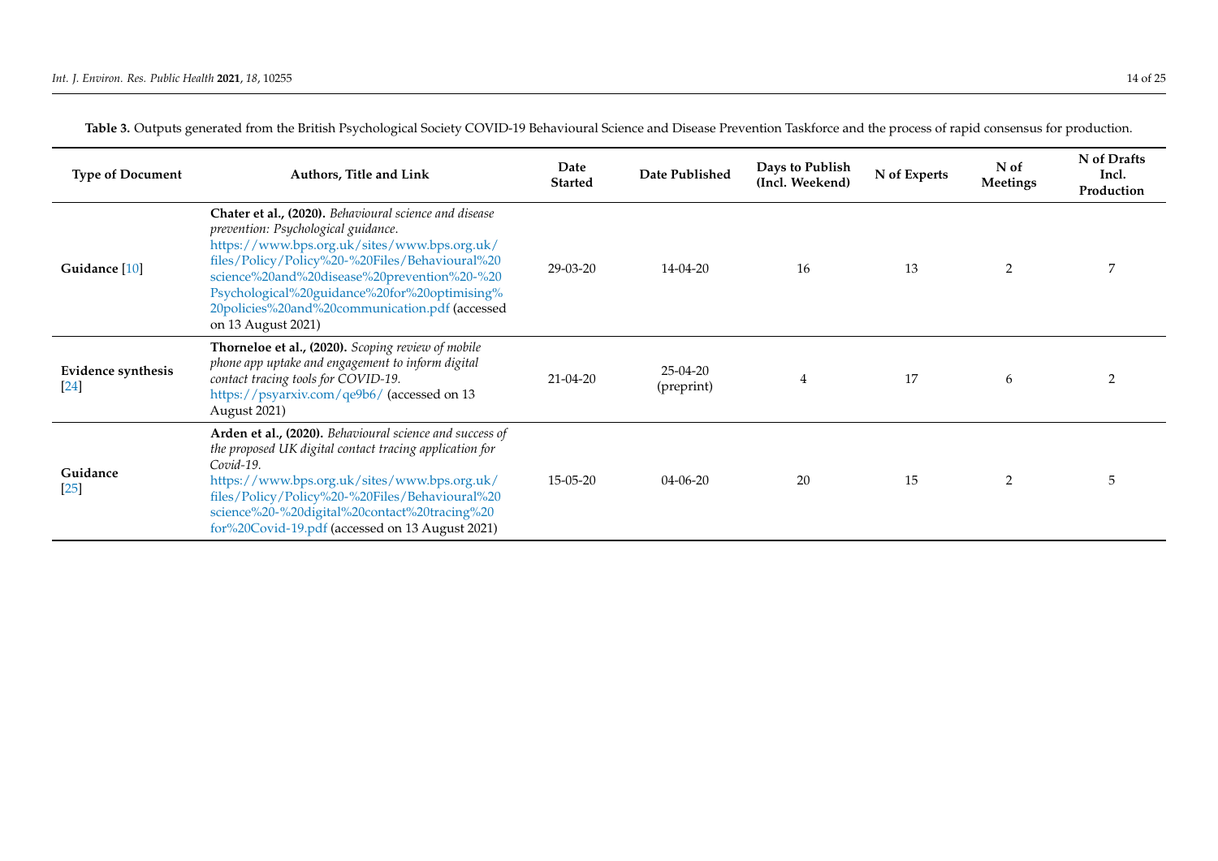**Table 3.** Outputs generated from the British Psychological Society COVID-19 Behavioural Science and Disease Prevention Taskforce and the process of rapid consensus for production.

| Type of Document | Authors, Title and Link | Date Started | Date Published | Days to Publish (Incl. Weekend) | N of Experts | N of Meetings | N of Drafts Incl. Production |
|---|---|---|---|---|---|---|---|
| **Guidance** [10] | **Chater et al., (2020).** *Behavioural science and disease prevention: Psychological guidance.* https://www.bps.org.uk/sites/www.bps.org.uk/files/Policy/Policy%20-%20Files/Behavioural%20science%20and%20disease%20prevention%20-%20Psychological%20guidance%20for%20optimising%20policies%20and%20communication.pdf (accessed on 13 August 2021) | 29-03-20 | 14-04-20 | 16 | 13 | 2 | 7 |
| **Evidence synthesis** [24] | **Thorneloe et al., (2020).** *Scoping review of mobile phone app uptake and engagement to inform digital contact tracing tools for COVID-19.* https://psyarxiv.com/qe9b6/ (accessed on 13 August 2021) | 21-04-20 | 25-04-20 (preprint) | 4 | 17 | 6 | 2 |
| **Guidance** [25] | **Arden et al., (2020).** *Behavioural science and success of the proposed UK digital contact tracing application for Covid-19.* https://www.bps.org.uk/sites/www.bps.org.uk/files/Policy/Policy%20-%20Files/Behavioural%20science%20-%20digital%20contact%20tracing%20for%20Covid-19.pdf (accessed on 13 August 2021) | 15-05-20 | 04-06-20 | 20 | 15 | 2 | 5 |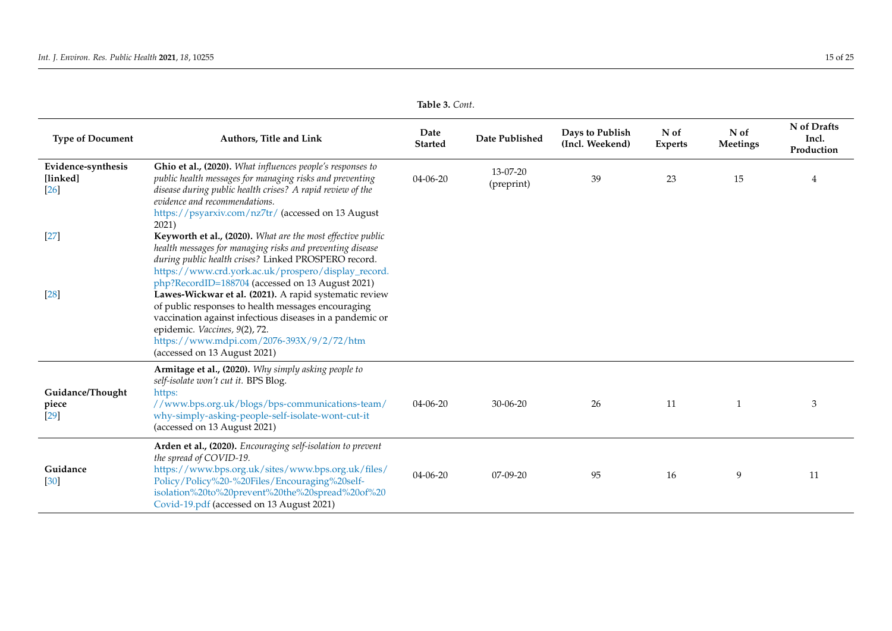**Table 3.** *Cont.*

| Type of Document | Authors, Title and Link | Date Started | Date Published | Days to Publish (Incl. Weekend) | N of Experts | N of Meetings | N of Drafts Incl. Production |
|---|---|---|---|---|---|---|---|
| **Evidence-synthesis [linked]** [26] | **Ghio et al., (2020).** *What influences people's responses to public health messages for managing risks and preventing disease during public health crises? A rapid review of the evidence and recommendations.* https://psyarxiv.com/nz7tr/ (accessed on 13 August 2021) | 04-06-20 | 13-07-20 (preprint) | 39 | 23 | 15 | 4 |
| [27] | **Keyworth et al., (2020).** *What are the most effective public health messages for managing risks and preventing disease during public health crises?* Linked PROSPERO record. https://www.crd.york.ac.uk/prospero/display_record.php?RecordID=188704 (accessed on 13 August 2021) | | | | | | |
| [28] | **Lawes-Wickwar et al. (2021).** A rapid systematic review of public responses to health messages encouraging vaccination against infectious diseases in a pandemic or epidemic. *Vaccines*, *9*(2), 72. https://www.mdpi.com/2076-393X/9/2/72/htm (accessed on 13 August 2021) | | | | | | |
| **Guidance/Thought piece** [29] | **Armitage et al., (2020).** *Why simply asking people to self-isolate won't cut it.* BPS Blog. https://www.bps.org.uk/blogs/bps-communications-team/why-simply-asking-people-self-isolate-wont-cut-it (accessed on 13 August 2021) | 04-06-20 | 30-06-20 | 26 | 11 | 1 | 3 |
| **Guidance** [30] | **Arden et al., (2020).** *Encouraging self-isolation to prevent the spread of COVID-19.* https://www.bps.org.uk/sites/www.bps.org.uk/files/Policy/Policy%20-%20Files/Encouraging%20self-isolation%20to%20prevent%20the%20spread%20of%20Covid-19.pdf (accessed on 13 August 2021) | 04-06-20 | 07-09-20 | 95 | 16 | 9 | 11 |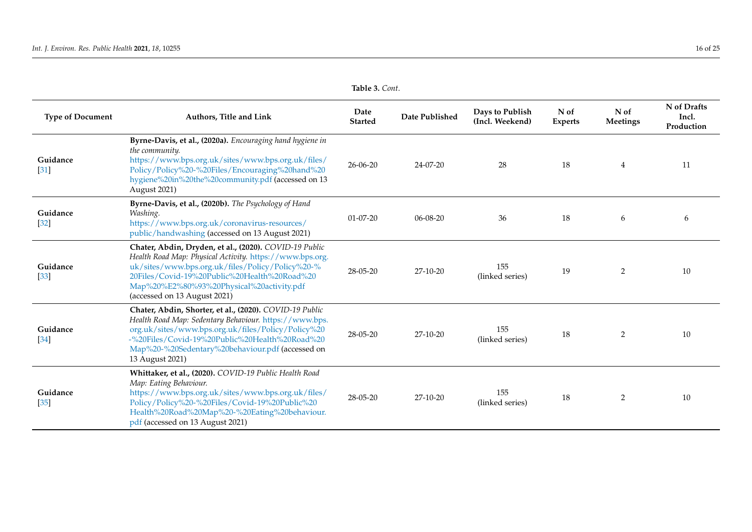**Table 3.** *Cont.*

| Type of Document | Authors, Title and Link | Date Started | Date Published | Days to Publish (Incl. Weekend) | N of Experts | N of Meetings | N of Drafts Incl. Production |
|---|---|---|---|---|---|---|---|
| **Guidance** [31] | **Byrne-Davis, et al., (2020a).** *Encouraging hand hygiene in the community.* https://www.bps.org.uk/sites/www.bps.org.uk/files/Policy/Policy%20-%20Files/Encouraging%20hand%20hygiene%20in%20the%20community.pdf (accessed on 13 August 2021) | 26-06-20 | 24-07-20 | 28 | 18 | 4 | 11 |
| **Guidance** [32] | **Byrne-Davis, et al., (2020b).** *The Psychology of Hand Washing.* https://www.bps.org.uk/coronavirus-resources/public/handwashing (accessed on 13 August 2021) | 01-07-20 | 06-08-20 | 36 | 18 | 6 | 6 |
| **Guidance** [33] | **Chater, Abdin, Dryden, et al., (2020).** *COVID-19 Public Health Road Map: Physical Activity.* https://www.bps.org.uk/sites/www.bps.org.uk/files/Policy/Policy%20-%20Files/Covid-19%20Public%20Health%20Road%20Map%20%E2%80%93%20Physical%20activity.pdf (accessed on 13 August 2021) | 28-05-20 | 27-10-20 | 155 (linked series) | 19 | 2 | 10 |
| **Guidance** [34] | **Chater, Abdin, Shorter, et al., (2020).** *COVID-19 Public Health Road Map: Sedentary Behaviour.* https://www.bps.org.uk/sites/www.bps.org.uk/files/Policy/Policy%20-%20Files/Covid-19%20Public%20Health%20Road%20Map%20-%20Sedentary%20behaviour.pdf (accessed on 13 August 2021) | 28-05-20 | 27-10-20 | 155 (linked series) | 18 | 2 | 10 |
| **Guidance** [35] | **Whittaker, et al., (2020).** *COVID-19 Public Health Road Map: Eating Behaviour.* https://www.bps.org.uk/sites/www.bps.org.uk/files/Policy/Policy%20-%20Files/Covid-19%20Public%20Health%20Road%20Map%20-%20Eating%20behaviour.pdf (accessed on 13 August 2021) | 28-05-20 | 27-10-20 | 155 (linked series) | 18 | 2 | 10 |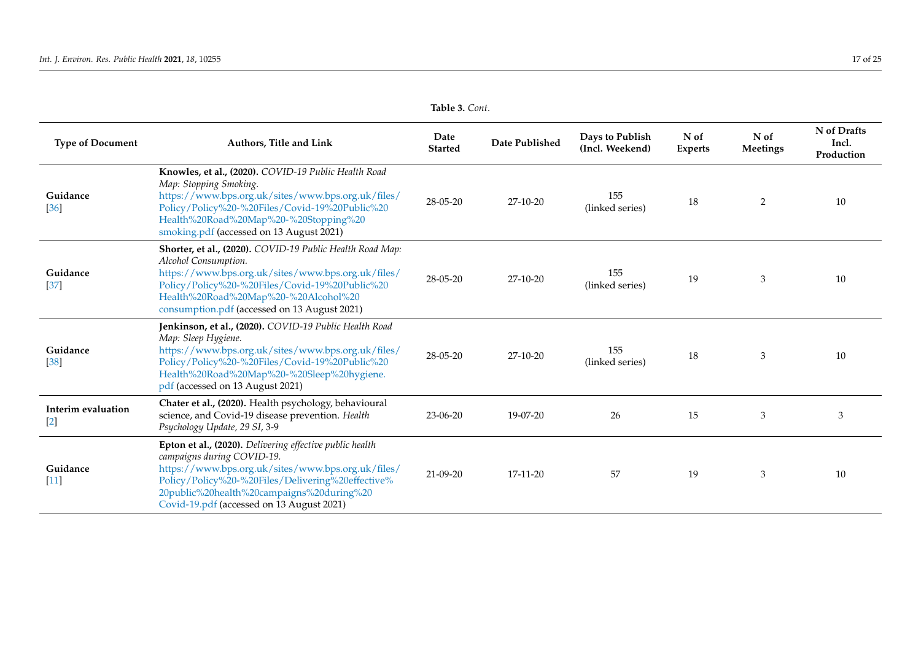**Table 3.** *Cont.*

| Type of Document | Authors, Title and Link | Date Started | Date Published | Days to Publish (Incl. Weekend) | N of Experts | N of Meetings | N of Drafts Incl. Production |
|---|---|---|---|---|---|---|---|
| **Guidance** [36] | **Knowles, et al., (2020).** *COVID-19 Public Health Road Map: Stopping Smoking.* https://www.bps.org.uk/sites/www.bps.org.uk/files/Policy/Policy%20-%20Files/Covid-19%20Public%20Health%20Road%20Map%20-%20Stopping%20smoking.pdf (accessed on 13 August 2021) | 28-05-20 | 27-10-20 | 155 (linked series) | 18 | 2 | 10 |
| **Guidance** [37] | **Shorter, et al., (2020).** *COVID-19 Public Health Road Map: Alcohol Consumption.* https://www.bps.org.uk/sites/www.bps.org.uk/files/Policy/Policy%20-%20Files/Covid-19%20Public%20Health%20Road%20Map%20-%20Alcohol%20consumption.pdf (accessed on 13 August 2021) | 28-05-20 | 27-10-20 | 155 (linked series) | 19 | 3 | 10 |
| **Guidance** [38] | **Jenkinson, et al., (2020).** *COVID-19 Public Health Road Map: Sleep Hygiene.* https://www.bps.org.uk/sites/www.bps.org.uk/files/Policy/Policy%20-%20Files/Covid-19%20Public%20Health%20Road%20Map%20-%20Sleep%20hygiene.pdf (accessed on 13 August 2021) | 28-05-20 | 27-10-20 | 155 (linked series) | 18 | 3 | 10 |
| **Interim evaluation** [2] | **Chater et al., (2020).** Health psychology, behavioural science, and Covid-19 disease prevention. *Health Psychology Update, 29 SI*, 3-9 | 23-06-20 | 19-07-20 | 26 | 15 | 3 | 3 |
| **Guidance** [11] | **Epton et al., (2020).** *Delivering effective public health campaigns during COVID-19.* https://www.bps.org.uk/sites/www.bps.org.uk/files/Policy/Policy%20-%20Files/Delivering%20effective%20public%20health%20campaigns%20during%20Covid-19.pdf (accessed on 13 August 2021) | 21-09-20 | 17-11-20 | 57 | 19 | 3 | 10 |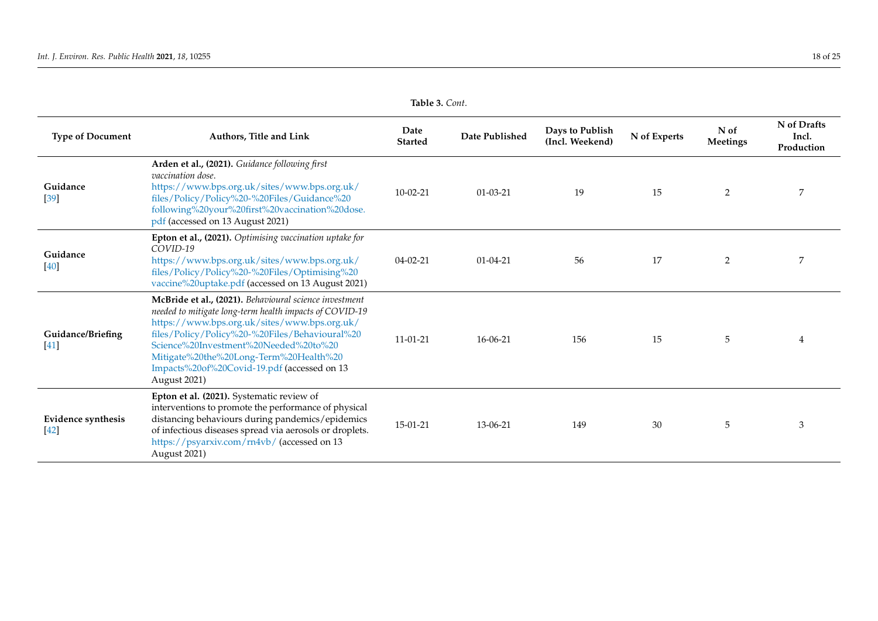**Table 3.** *Cont.*

| Type of Document | Authors, Title and Link | Date Started | Date Published | Days to Publish (Incl. Weekend) | N of Experts | N of Meetings | N of Drafts Incl. Production |
|---|---|---|---|---|---|---|---|
| **Guidance** [39] | **Arden et al., (2021).** *Guidance following first vaccination dose.* https://www.bps.org.uk/sites/www.bps.org.uk/files/Policy/Policy%20-%20Files/Guidance%20following%20your%20first%20vaccination%20dose.pdf (accessed on 13 August 2021) | 10-02-21 | 01-03-21 | 19 | 15 | 2 | 7 |
| **Guidance** [40] | **Epton et al., (2021).** *Optimising vaccination uptake for COVID-19* https://www.bps.org.uk/sites/www.bps.org.uk/files/Policy/Policy%20-%20Files/Optimising%20vaccine%20uptake.pdf (accessed on 13 August 2021) | 04-02-21 | 01-04-21 | 56 | 17 | 2 | 7 |
| **Guidance/Briefing** [41] | **McBride et al., (2021).** *Behavioural science investment needed to mitigate long-term health impacts of COVID-19* https://www.bps.org.uk/sites/www.bps.org.uk/files/Policy/Policy%20-%20Files/Behavioural%20Science%20Investment%20Needed%20to%20Mitigate%20the%20Long-Term%20Health%20Impacts%20of%20Covid-19.pdf (accessed on 13 August 2021) | 11-01-21 | 16-06-21 | 156 | 15 | 5 | 4 |
| **Evidence synthesis** [42] | **Epton et al. (2021).** Systematic review of interventions to promote the performance of physical distancing behaviours during pandemics/epidemics of infectious diseases spread via aerosols or droplets. https://psyarxiv.com/rn4vb/ (accessed on 13 August 2021) | 15-01-21 | 13-06-21 | 149 | 30 | 5 | 3 |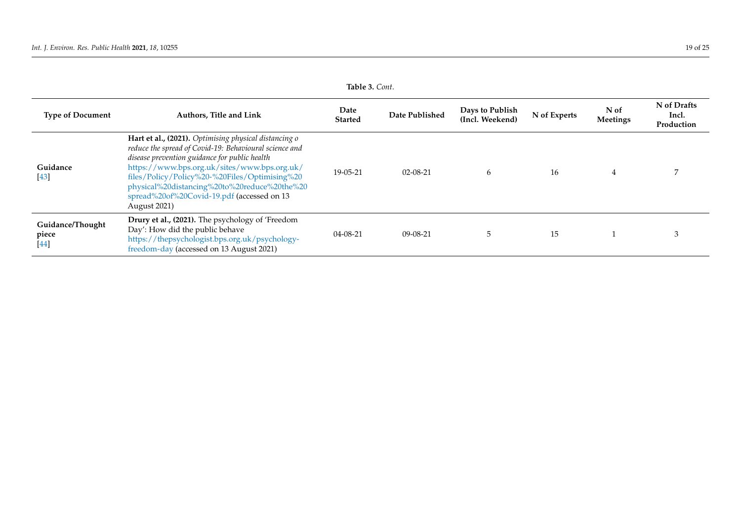**Table 3.** *Cont.*

| Type of Document | Authors, Title and Link | Date Started | Date Published | Days to Publish (Incl. Weekend) | N of Experts | N of Meetings | N of Drafts Incl. Production |
|---|---|---|---|---|---|---|---|
| **Guidance** [43] | **Hart et al., (2021).** *Optimising physical distancing o reduce the spread of Covid-19: Behavioural science and disease prevention guidance for public health* https://www.bps.org.uk/sites/www.bps.org.uk/files/Policy/Policy%20-%20Files/Optimising%20physical%20distancing%20to%20reduce%20the%20spread%20of%20Covid-19.pdf (accessed on 13 August 2021) | 19-05-21 | 02-08-21 | 6 | 16 | 4 | 7 |
| **Guidance/Thought piece** [44] | **Drury et al., (2021).** The psychology of 'Freedom Day': How did the public behave https://thepsychologist.bps.org.uk/psychology-freedom-day (accessed on 13 August 2021) | 04-08-21 | 09-08-21 | 5 | 15 | 1 | 3 |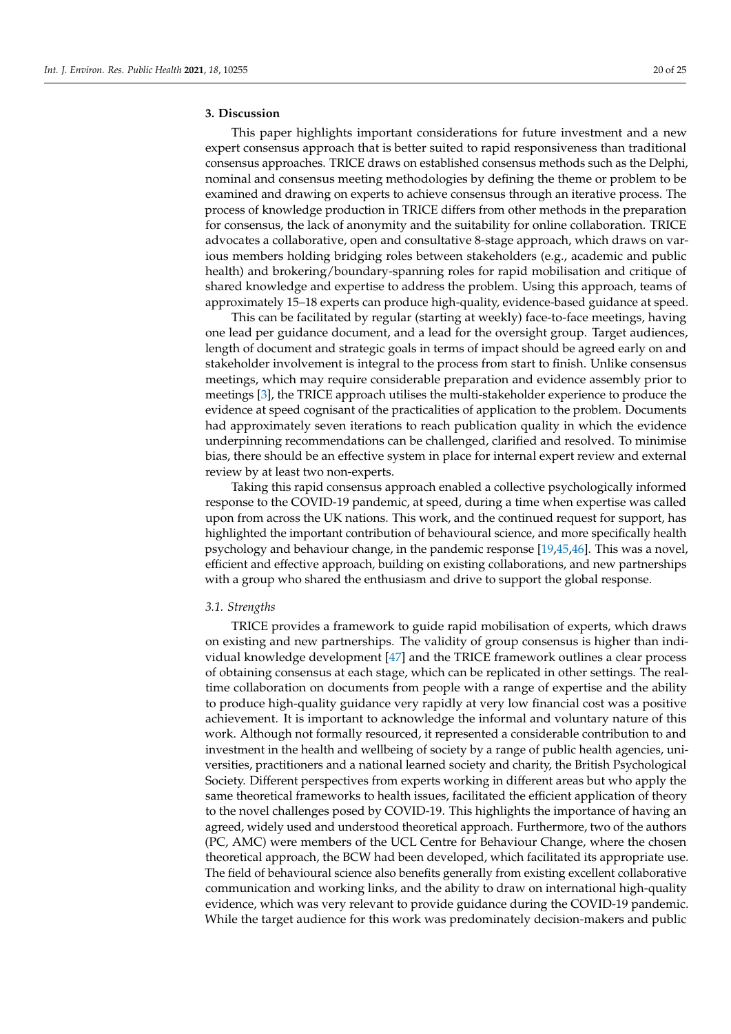## 3. Discussion

This paper highlights important considerations for future investment and a new expert consensus approach that is better suited to rapid responsiveness than traditional consensus approaches. TRICE draws on established consensus methods such as the Delphi, nominal and consensus meeting methodologies by defining the theme or problem to be examined and drawing on experts to achieve consensus through an iterative process. The process of knowledge production in TRICE differs from other methods in the preparation for consensus, the lack of anonymity and the suitability for online collaboration. TRICE advocates a collaborative, open and consultative 8-stage approach, which draws on various members holding bridging roles between stakeholders (e.g., academic and public health) and brokering/boundary-spanning roles for rapid mobilisation and critique of shared knowledge and expertise to address the problem. Using this approach, teams of approximately 15–18 experts can produce high-quality, evidence-based guidance at speed.

This can be facilitated by regular (starting at weekly) face-to-face meetings, having one lead per guidance document, and a lead for the oversight group. Target audiences, length of document and strategic goals in terms of impact should be agreed early on and stakeholder involvement is integral to the process from start to finish. Unlike consensus meetings, which may require considerable preparation and evidence assembly prior to meetings [3], the TRICE approach utilises the multi-stakeholder experience to produce the evidence at speed cognisant of the practicalities of application to the problem. Documents had approximately seven iterations to reach publication quality in which the evidence underpinning recommendations can be challenged, clarified and resolved. To minimise bias, there should be an effective system in place for internal expert review and external review by at least two non-experts.

Taking this rapid consensus approach enabled a collective psychologically informed response to the COVID-19 pandemic, at speed, during a time when expertise was called upon from across the UK nations. This work, and the continued request for support, has highlighted the important contribution of behavioural science, and more specifically health psychology and behaviour change, in the pandemic response [19,45,46]. This was a novel, efficient and effective approach, building on existing collaborations, and new partnerships with a group who shared the enthusiasm and drive to support the global response.

### 3.1. Strengths

TRICE provides a framework to guide rapid mobilisation of experts, which draws on existing and new partnerships. The validity of group consensus is higher than individual knowledge development [47] and the TRICE framework outlines a clear process of obtaining consensus at each stage, which can be replicated in other settings. The real-time collaboration on documents from people with a range of expertise and the ability to produce high-quality guidance very rapidly at very low financial cost was a positive achievement. It is important to acknowledge the informal and voluntary nature of this work. Although not formally resourced, it represented a considerable contribution to and investment in the health and wellbeing of society by a range of public health agencies, universities, practitioners and a national learned society and charity, the British Psychological Society. Different perspectives from experts working in different areas but who apply the same theoretical frameworks to health issues, facilitated the efficient application of theory to the novel challenges posed by COVID-19. This highlights the importance of having an agreed, widely used and understood theoretical approach. Furthermore, two of the authors (PC, AMC) were members of the UCL Centre for Behaviour Change, where the chosen theoretical approach, the BCW had been developed, which facilitated its appropriate use. The field of behavioural science also benefits generally from existing excellent collaborative communication and working links, and the ability to draw on international high-quality evidence, which was very relevant to provide guidance during the COVID-19 pandemic. While the target audience for this work was predominately decision-makers and public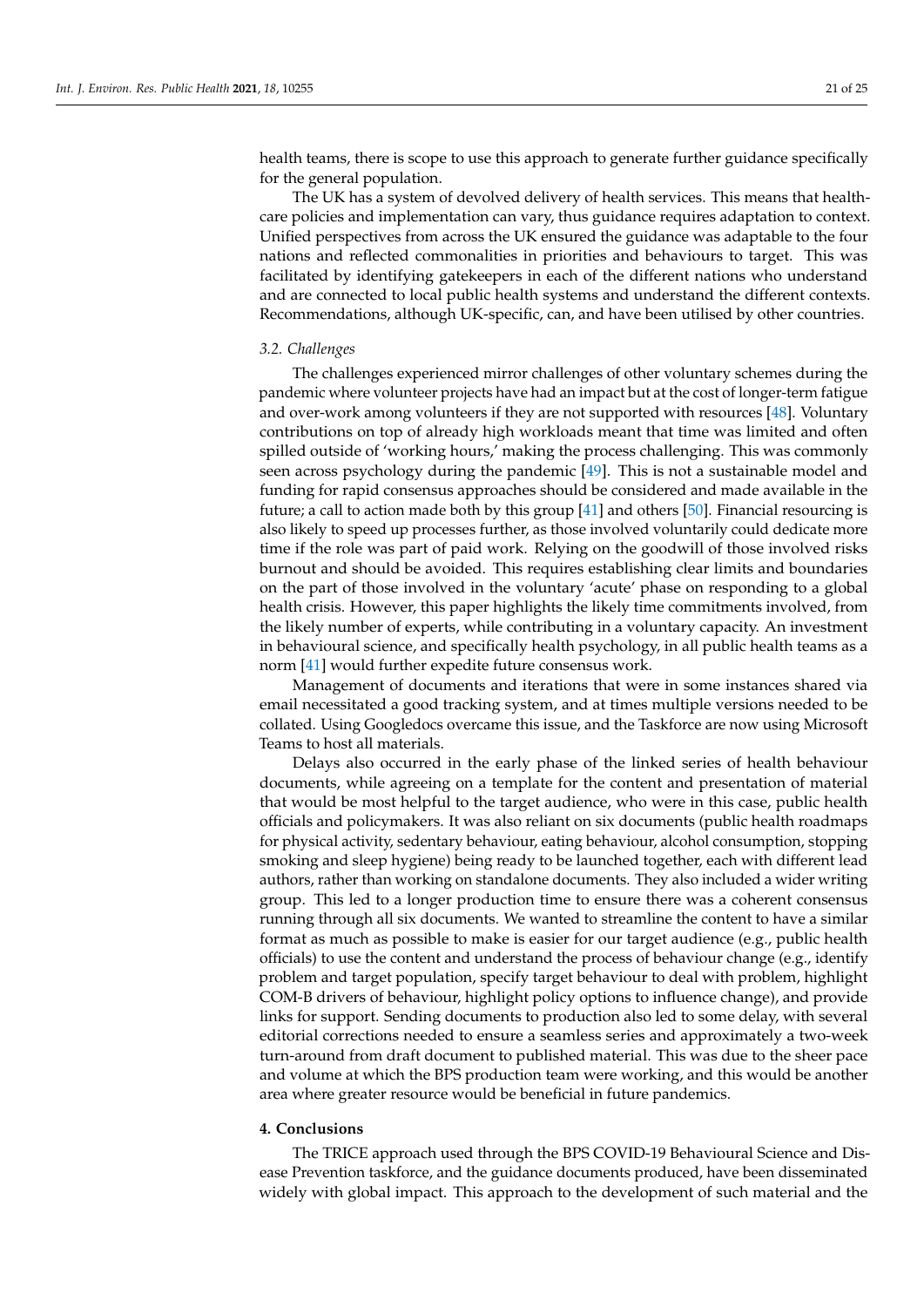health teams, there is scope to use this approach to generate further guidance specifically for the general population.

The UK has a system of devolved delivery of health services. This means that healthcare policies and implementation can vary, thus guidance requires adaptation to context. Unified perspectives from across the UK ensured the guidance was adaptable to the four nations and reflected commonalities in priorities and behaviours to target. This was facilitated by identifying gatekeepers in each of the different nations who understand and are connected to local public health systems and understand the different contexts. Recommendations, although UK-specific, can, and have been utilised by other countries.

### *3.2. Challenges*

The challenges experienced mirror challenges of other voluntary schemes during the pandemic where volunteer projects have had an impact but at the cost of longer-term fatigue and over-work among volunteers if they are not supported with resources [48]. Voluntary contributions on top of already high workloads meant that time was limited and often spilled outside of 'working hours,' making the process challenging. This was commonly seen across psychology during the pandemic [49]. This is not a sustainable model and funding for rapid consensus approaches should be considered and made available in the future; a call to action made both by this group [41] and others [50]. Financial resourcing is also likely to speed up processes further, as those involved voluntarily could dedicate more time if the role was part of paid work. Relying on the goodwill of those involved risks burnout and should be avoided. This requires establishing clear limits and boundaries on the part of those involved in the voluntary 'acute' phase on responding to a global health crisis. However, this paper highlights the likely time commitments involved, from the likely number of experts, while contributing in a voluntary capacity. An investment in behavioural science, and specifically health psychology, in all public health teams as a norm [41] would further expedite future consensus work.

Management of documents and iterations that were in some instances shared via email necessitated a good tracking system, and at times multiple versions needed to be collated. Using Googledocs overcame this issue, and the Taskforce are now using Microsoft Teams to host all materials.

Delays also occurred in the early phase of the linked series of health behaviour documents, while agreeing on a template for the content and presentation of material that would be most helpful to the target audience, who were in this case, public health officials and policymakers. It was also reliant on six documents (public health roadmaps for physical activity, sedentary behaviour, eating behaviour, alcohol consumption, stopping smoking and sleep hygiene) being ready to be launched together, each with different lead authors, rather than working on standalone documents. They also included a wider writing group. This led to a longer production time to ensure there was a coherent consensus running through all six documents. We wanted to streamline the content to have a similar format as much as possible to make is easier for our target audience (e.g., public health officials) to use the content and understand the process of behaviour change (e.g., identify problem and target population, specify target behaviour to deal with problem, highlight COM-B drivers of behaviour, highlight policy options to influence change), and provide links for support. Sending documents to production also led to some delay, with several editorial corrections needed to ensure a seamless series and approximately a two-week turn-around from draft document to published material. This was due to the sheer pace and volume at which the BPS production team were working, and this would be another area where greater resource would be beneficial in future pandemics.

## **4. Conclusions**

The TRICE approach used through the BPS COVID-19 Behavioural Science and Disease Prevention taskforce, and the guidance documents produced, have been disseminated widely with global impact. This approach to the development of such material and the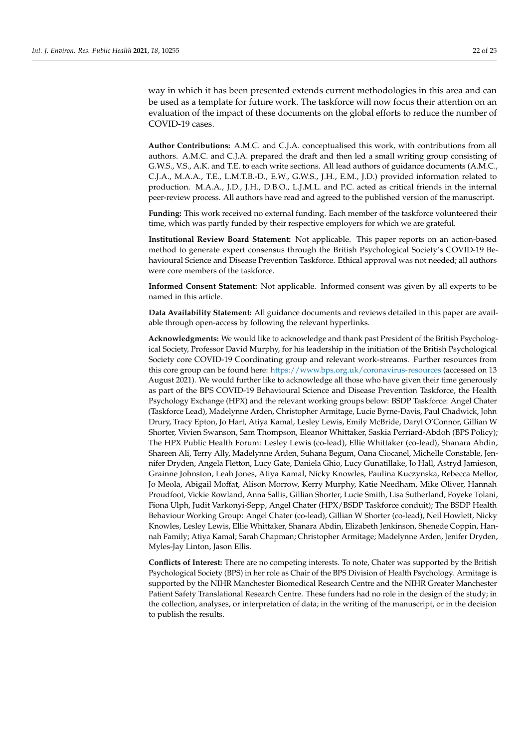way in which it has been presented extends current methodologies in this area and can be used as a template for future work. The taskforce will now focus their attention on an evaluation of the impact of these documents on the global efforts to reduce the number of COVID-19 cases.

**Author Contributions:** A.M.C. and C.J.A. conceptualised this work, with contributions from all authors. A.M.C. and C.J.A. prepared the draft and then led a small writing group consisting of G.W.S., V.S., A.K. and T.E. to each write sections. All lead authors of guidance documents (A.M.C., C.J.A., M.A.A., T.E., L.M.T.B.-D., E.W., G.W.S., J.H., E.M., J.D.) provided information related to production. M.A.A., J.D., J.H., D.B.O., L.J.M.L. and P.C. acted as critical friends in the internal peer-review process. All authors have read and agreed to the published version of the manuscript.

**Funding:** This work received no external funding. Each member of the taskforce volunteered their time, which was partly funded by their respective employers for which we are grateful.

**Institutional Review Board Statement:** Not applicable. This paper reports on an action-based method to generate expert consensus through the British Psychological Society's COVID-19 Behavioural Science and Disease Prevention Taskforce. Ethical approval was not needed; all authors were core members of the taskforce.

**Informed Consent Statement:** Not applicable. Informed consent was given by all experts to be named in this article.

**Data Availability Statement:** All guidance documents and reviews detailed in this paper are available through open-access by following the relevant hyperlinks.

**Acknowledgments:** We would like to acknowledge and thank past President of the British Psychological Society, Professor David Murphy, for his leadership in the initiation of the British Psychological Society core COVID-19 Coordinating group and relevant work-streams. Further resources from this core group can be found here: https://www.bps.org.uk/coronavirus-resources (accessed on 13 August 2021). We would further like to acknowledge all those who have given their time generously as part of the BPS COVID-19 Behavioural Science and Disease Prevention Taskforce, the Health Psychology Exchange (HPX) and the relevant working groups below: BSDP Taskforce: Angel Chater (Taskforce Lead), Madelynne Arden, Christopher Armitage, Lucie Byrne-Davis, Paul Chadwick, John Drury, Tracy Epton, Jo Hart, Atiya Kamal, Lesley Lewis, Emily McBride, Daryl O'Connor, Gillian W Shorter, Vivien Swanson, Sam Thompson, Eleanor Whittaker, Saskia Perriard-Abdoh (BPS Policy); The HPX Public Health Forum: Lesley Lewis (co-lead), Ellie Whittaker (co-lead), Shanara Abdin, Shareen Ali, Terry Ally, Madelynne Arden, Suhana Begum, Oana Ciocanel, Michelle Constable, Jennifer Dryden, Angela Fletton, Lucy Gate, Daniela Ghio, Lucy Gunatillake, Jo Hall, Astryd Jamieson, Grainne Johnston, Leah Jones, Atiya Kamal, Nicky Knowles, Paulina Kuczynska, Rebecca Mellor, Jo Meola, Abigail Moffat, Alison Morrow, Kerry Murphy, Katie Needham, Mike Oliver, Hannah Proudfoot, Vickie Rowland, Anna Sallis, Gillian Shorter, Lucie Smith, Lisa Sutherland, Foyeke Tolani, Fiona Ulph, Judit Varkonyi-Sepp, Angel Chater (HPX/BSDP Taskforce conduit); The BSDP Health Behaviour Working Group: Angel Chater (co-lead), Gillian W Shorter (co-lead), Neil Howlett, Nicky Knowles, Lesley Lewis, Ellie Whittaker, Shanara Abdin, Elizabeth Jenkinson, Shenede Coppin, Hannah Family; Atiya Kamal; Sarah Chapman; Christopher Armitage; Madelynne Arden, Jenifer Dryden, Myles-Jay Linton, Jason Ellis.

**Conflicts of Interest:** There are no competing interests. To note, Chater was supported by the British Psychological Society (BPS) in her role as Chair of the BPS Division of Health Psychology. Armitage is supported by the NIHR Manchester Biomedical Research Centre and the NIHR Greater Manchester Patient Safety Translational Research Centre. These funders had no role in the design of the study; in the collection, analyses, or interpretation of data; in the writing of the manuscript, or in the decision to publish the results.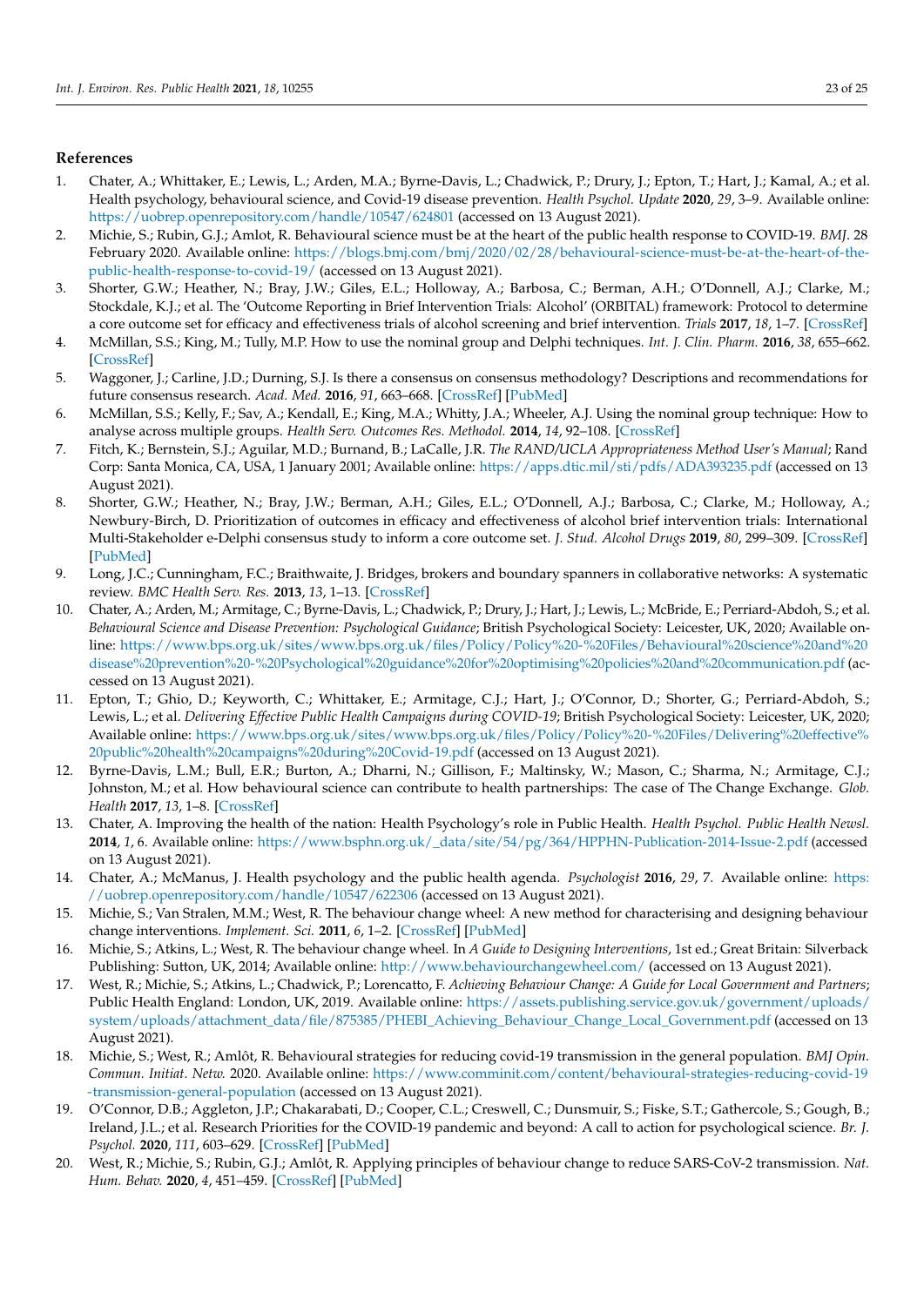## References

1. Chater, A.; Whittaker, E.; Lewis, L.; Arden, M.A.; Byrne-Davis, L.; Chadwick, P.; Drury, J.; Epton, T.; Hart, J.; Kamal, A.; et al. Health psychology, behavioural science, and Covid-19 disease prevention. *Health Psychol. Update* **2020**, *29*, 3–9. Available online: https://uobrep.openrepository.com/handle/10547/624801 (accessed on 13 August 2021).
2. Michie, S.; Rubin, G.J.; Amlot, R. Behavioural science must be at the heart of the public health response to COVID-19. *BMJ*. 28 February 2020. Available online: https://blogs.bmj.com/bmj/2020/02/28/behavioural-science-must-be-at-the-heart-of-the-public-health-response-to-covid-19/ (accessed on 13 August 2021).
3. Shorter, G.W.; Heather, N.; Bray, J.W.; Giles, E.L.; Holloway, A.; Barbosa, C.; Berman, A.H.; O'Donnell, A.J.; Clarke, M.; Stockdale, K.J.; et al. The 'Outcome Reporting in Brief Intervention Trials: Alcohol' (ORBITAL) framework: Protocol to determine a core outcome set for efficacy and effectiveness trials of alcohol screening and brief intervention. *Trials* **2017**, *18*, 1–7. [CrossRef]
4. McMillan, S.S.; King, M.; Tully, M.P. How to use the nominal group and Delphi techniques. *Int. J. Clin. Pharm.* **2016**, *38*, 655–662. [CrossRef]
5. Waggoner, J.; Carline, J.D.; Durning, S.J. Is there a consensus on consensus methodology? Descriptions and recommendations for future consensus research. *Acad. Med.* **2016**, *91*, 663–668. [CrossRef] [PubMed]
6. McMillan, S.S.; Kelly, F.; Sav, A.; Kendall, E.; King, M.A.; Whitty, J.A.; Wheeler, A.J. Using the nominal group technique: How to analyse across multiple groups. *Health Serv. Outcomes Res. Methodol.* **2014**, *14*, 92–108. [CrossRef]
7. Fitch, K.; Bernstein, S.J.; Aguilar, M.D.; Burnand, B.; LaCalle, J.R. *The RAND/UCLA Appropriateness Method User's Manual*; Rand Corp: Santa Monica, CA, USA, 1 January 2001; Available online: https://apps.dtic.mil/sti/pdfs/ADA393235.pdf (accessed on 13 August 2021).
8. Shorter, G.W.; Heather, N.; Bray, J.W.; Berman, A.H.; Giles, E.L.; O'Donnell, A.J.; Barbosa, C.; Clarke, M.; Holloway, A.; Newbury-Birch, D. Prioritization of outcomes in efficacy and effectiveness of alcohol brief intervention trials: International Multi-Stakeholder e-Delphi consensus study to inform a core outcome set. *J. Stud. Alcohol Drugs* **2019**, *80*, 299–309. [CrossRef] [PubMed]
9. Long, J.C.; Cunningham, F.C.; Braithwaite, J. Bridges, brokers and boundary spanners in collaborative networks: A systematic review. *BMC Health Serv. Res.* **2013**, *13*, 1–13. [CrossRef]
10. Chater, A.; Arden, M.; Armitage, C.; Byrne-Davis, L.; Chadwick, P.; Drury, J.; Hart, J.; Lewis, L.; McBride, E.; Perriard-Abdoh, S.; et al. *Behavioural Science and Disease Prevention: Psychological Guidance*; British Psychological Society: Leicester, UK, 2020; Available online: https://www.bps.org.uk/sites/www.bps.org.uk/files/Policy/Policy%20-%20Files/Behavioural%20science%20and%20disease%20prevention%20-%20Psychological%20guidance%20for%20optimising%20policies%20and%20communication.pdf (accessed on 13 August 2021).
11. Epton, T.; Ghio, D.; Keyworth, C.; Whittaker, E.; Armitage, C.J.; Hart, J.; O'Connor, D.; Shorter, G.; Perriard-Abdoh, S.; Lewis, L.; et al. *Delivering Effective Public Health Campaigns during COVID-19*; British Psychological Society: Leicester, UK, 2020; Available online: https://www.bps.org.uk/sites/www.bps.org.uk/files/Policy/Policy%20-%20Files/Delivering%20effective%20public%20health%20campaigns%20during%20Covid-19.pdf (accessed on 13 August 2021).
12. Byrne-Davis, L.M.; Bull, E.R.; Burton, A.; Dharni, N.; Gillison, F.; Maltinsky, W.; Mason, C.; Sharma, N.; Armitage, C.J.; Johnston, M.; et al. How behavioural science can contribute to health partnerships: The case of The Change Exchange. *Glob. Health* **2017**, *13*, 1–8. [CrossRef]
13. Chater, A. Improving the health of the nation: Health Psychology's role in Public Health. *Health Psychol. Public Health Newsl.* **2014**, *1*, 6. Available online: https://www.bsphn.org.uk/_data/site/54/pg/364/HPPHN-Publication-2014-Issue-2.pdf (accessed on 13 August 2021).
14. Chater, A.; McManus, J. Health psychology and the public health agenda. *Psychologist* **2016**, *29*, 7. Available online: https://uobrep.openrepository.com/handle/10547/622306 (accessed on 13 August 2021).
15. Michie, S.; Van Stralen, M.M.; West, R. The behaviour change wheel: A new method for characterising and designing behaviour change interventions. *Implement. Sci.* **2011**, *6*, 1–2. [CrossRef] [PubMed]
16. Michie, S.; Atkins, L.; West, R. The behaviour change wheel. In *A Guide to Designing Interventions*, 1st ed.; Great Britain: Silverback Publishing: Sutton, UK, 2014; Available online: http://www.behaviourchangewheel.com/ (accessed on 13 August 2021).
17. West, R.; Michie, S.; Atkins, L.; Chadwick, P.; Lorencatto, F. *Achieving Behaviour Change: A Guide for Local Government and Partners*; Public Health England: London, UK, 2019. Available online: https://assets.publishing.service.gov.uk/government/uploads/system/uploads/attachment_data/file/875385/PHEBI_Achieving_Behaviour_Change_Local_Government.pdf (accessed on 13 August 2021).
18. Michie, S.; West, R.; Amlôt, R. Behavioural strategies for reducing covid-19 transmission in the general population. *BMJ Opin. Commun. Initiat. Netw.* 2020. Available online: https://www.comminit.com/content/behavioural-strategies-reducing-covid-19-transmission-general-population (accessed on 13 August 2021).
19. O'Connor, D.B.; Aggleton, J.P.; Chakarabati, D.; Cooper, C.L.; Creswell, C.; Dunsmuir, S.; Fiske, S.T.; Gathercole, S.; Gough, B.; Ireland, J.L.; et al. Research Priorities for the COVID-19 pandemic and beyond: A call to action for psychological science. *Br. J. Psychol.* **2020**, *111*, 603–629. [CrossRef] [PubMed]
20. West, R.; Michie, S.; Rubin, G.J.; Amlôt, R. Applying principles of behaviour change to reduce SARS-CoV-2 transmission. *Nat. Hum. Behav.* **2020**, *4*, 451–459. [CrossRef] [PubMed]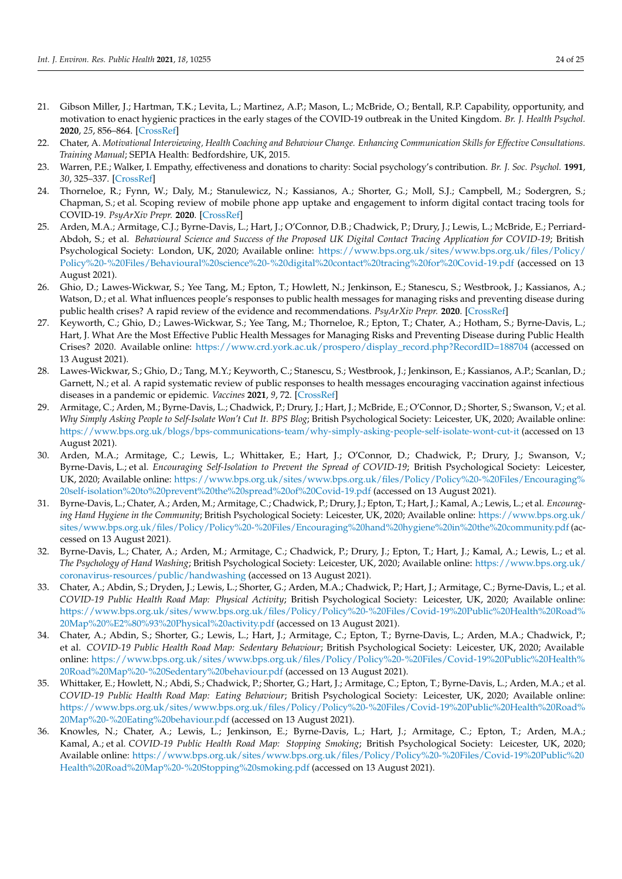21. Gibson Miller, J.; Hartman, T.K.; Levita, L.; Martinez, A.P.; Mason, L.; McBride, O.; Bentall, R.P. Capability, opportunity, and motivation to enact hygienic practices in the early stages of the COVID-19 outbreak in the United Kingdom. *Br. J. Health Psychol.* **2020**, *25*, 856–864. [CrossRef]
22. Chater, A. *Motivational Interviewing, Health Coaching and Behaviour Change. Enhancing Communication Skills for Effective Consultations. Training Manual*; SEPIA Health: Bedfordshire, UK, 2015.
23. Warren, P.E.; Walker, I. Empathy, effectiveness and donations to charity: Social psychology's contribution. *Br. J. Soc. Psychol.* **1991**, *30*, 325–337. [CrossRef]
24. Thorneloe, R.; Fynn, W.; Daly, M.; Stanulewicz, N.; Kassianos, A.; Shorter, G.; Moll, S.J.; Campbell, M.; Sodergren, S.; Chapman, S.; et al. Scoping review of mobile phone app uptake and engagement to inform digital contact tracing tools for COVID-19. *PsyArXiv Prepr.* **2020**. [CrossRef]
25. Arden, M.A.; Armitage, C.J.; Byrne-Davis, L.; Hart, J.; O'Connor, D.B.; Chadwick, P.; Drury, J.; Lewis, L.; McBride, E.; Perriard-Abdoh, S.; et al. *Behavioural Science and Success of the Proposed UK Digital Contact Tracing Application for COVID-19*; British Psychological Society: London, UK, 2020; Available online: https://www.bps.org.uk/sites/www.bps.org.uk/files/Policy/Policy%20-%20Files/Behavioural%20science%20-%20digital%20contact%20tracing%20for%20Covid-19.pdf (accessed on 13 August 2021).
26. Ghio, D.; Lawes-Wickwar, S.; Yee Tang, M.; Epton, T.; Howlett, N.; Jenkinson, E.; Stanescu, S.; Westbrook, J.; Kassianos, A.; Watson, D.; et al. What influences people's responses to public health messages for managing risks and preventing disease during public health crises? A rapid review of the evidence and recommendations. *PsyArXiv Prepr.* **2020**. [CrossRef]
27. Keyworth, C.; Ghio, D.; Lawes-Wickwar, S.; Yee Tang, M.; Thorneloe, R.; Epton, T.; Chater, A.; Hotham, S.; Byrne-Davis, L.; Hart, J. What Are the Most Effective Public Health Messages for Managing Risks and Preventing Disease during Public Health Crises? 2020. Available online: https://www.crd.york.ac.uk/prospero/display_record.php?RecordID=188704 (accessed on 13 August 2021).
28. Lawes-Wickwar, S.; Ghio, D.; Tang, M.Y.; Keyworth, C.; Stanescu, S.; Westbrook, J.; Jenkinson, E.; Kassianos, A.P.; Scanlan, D.; Garnett, N.; et al. A rapid systematic review of public responses to health messages encouraging vaccination against infectious diseases in a pandemic or epidemic. *Vaccines* **2021**, *9*, 72. [CrossRef]
29. Armitage, C.; Arden, M.; Byrne-Davis, L.; Chadwick, P.; Drury, J.; Hart, J.; McBride, E.; O'Connor, D.; Shorter, S.; Swanson, V.; et al. *Why Simply Asking People to Self-Isolate Won't Cut It. BPS Blog*; British Psychological Society: Leicester, UK, 2020; Available online: https://www.bps.org.uk/blogs/bps-communications-team/why-simply-asking-people-self-isolate-wont-cut-it (accessed on 13 August 2021).
30. Arden, M.A.; Armitage, C.; Lewis, L.; Whittaker, E.; Hart, J.; O'Connor, D.; Chadwick, P.; Drury, J.; Swanson, V.; Byrne-Davis, L.; et al. *Encouraging Self-Isolation to Prevent the Spread of COVID-19*; British Psychological Society: Leicester, UK, 2020; Available online: https://www.bps.org.uk/sites/www.bps.org.uk/files/Policy/Policy%20-%20Files/Encouraging%20self-isolation%20to%20prevent%20the%20spread%20of%20Covid-19.pdf (accessed on 13 August 2021).
31. Byrne-Davis, L.; Chater, A.; Arden, M.; Armitage, C.; Chadwick, P.; Drury, J.; Epton, T.; Hart, J.; Kamal, A.; Lewis, L.; et al. *Encouraging Hand Hygiene in the Community*; British Psychological Society: Leicester, UK, 2020; Available online: https://www.bps.org.uk/sites/www.bps.org.uk/files/Policy/Policy%20-%20Files/Encouraging%20hand%20hygiene%20in%20the%20community.pdf (accessed on 13 August 2021).
32. Byrne-Davis, L.; Chater, A.; Arden, M.; Armitage, C.; Chadwick, P.; Drury, J.; Epton, T.; Hart, J.; Kamal, A.; Lewis, L.; et al. *The Psychology of Hand Washing*; British Psychological Society: Leicester, UK, 2020; Available online: https://www.bps.org.uk/coronavirus-resources/public/handwashing (accessed on 13 August 2021).
33. Chater, A.; Abdin, S.; Dryden, J.; Lewis, L.; Shorter, G.; Arden, M.A.; Chadwick, P.; Hart, J.; Armitage, C.; Byrne-Davis, L.; et al. *COVID-19 Public Health Road Map: Physical Activity*; British Psychological Society: Leicester, UK, 2020; Available online: https://www.bps.org.uk/sites/www.bps.org.uk/files/Policy/Policy%20-%20Files/Covid-19%20Public%20Health%20Road%20Map%20%E2%80%93%20Physical%20activity.pdf (accessed on 13 August 2021).
34. Chater, A.; Abdin, S.; Shorter, G.; Lewis, L.; Hart, J.; Armitage, C.; Epton, T.; Byrne-Davis, L.; Arden, M.A.; Chadwick, P.; et al. *COVID-19 Public Health Road Map: Sedentary Behaviour*; British Psychological Society: Leicester, UK, 2020; Available online: https://www.bps.org.uk/sites/www.bps.org.uk/files/Policy/Policy%20-%20Files/Covid-19%20Public%20Health%20Road%20Map%20-%20Sedentary%20behaviour.pdf (accessed on 13 August 2021).
35. Whittaker, E.; Howlett, N.; Abdi, S.; Chadwick, P.; Shorter, G.; Hart, J.; Armitage, C.; Epton, T.; Byrne-Davis, L.; Arden, M.A.; et al. *COVID-19 Public Health Road Map: Eating Behaviour*; British Psychological Society: Leicester, UK, 2020; Available online: https://www.bps.org.uk/sites/www.bps.org.uk/files/Policy/Policy%20-%20Files/Covid-19%20Public%20Health%20Road%20Map%20-%20Eating%20behaviour.pdf (accessed on 13 August 2021).
36. Knowles, N.; Chater, A.; Lewis, L.; Jenkinson, E.; Byrne-Davis, L.; Hart, J.; Armitage, C.; Epton, T.; Arden, M.A.; Kamal, A.; et al. *COVID-19 Public Health Road Map: Stopping Smoking*; British Psychological Society: Leicester, UK, 2020; Available online: https://www.bps.org.uk/sites/www.bps.org.uk/files/Policy/Policy%20-%20Files/Covid-19%20Public%20Health%20Road%20Map%20-%20Stopping%20smoking.pdf (accessed on 13 August 2021).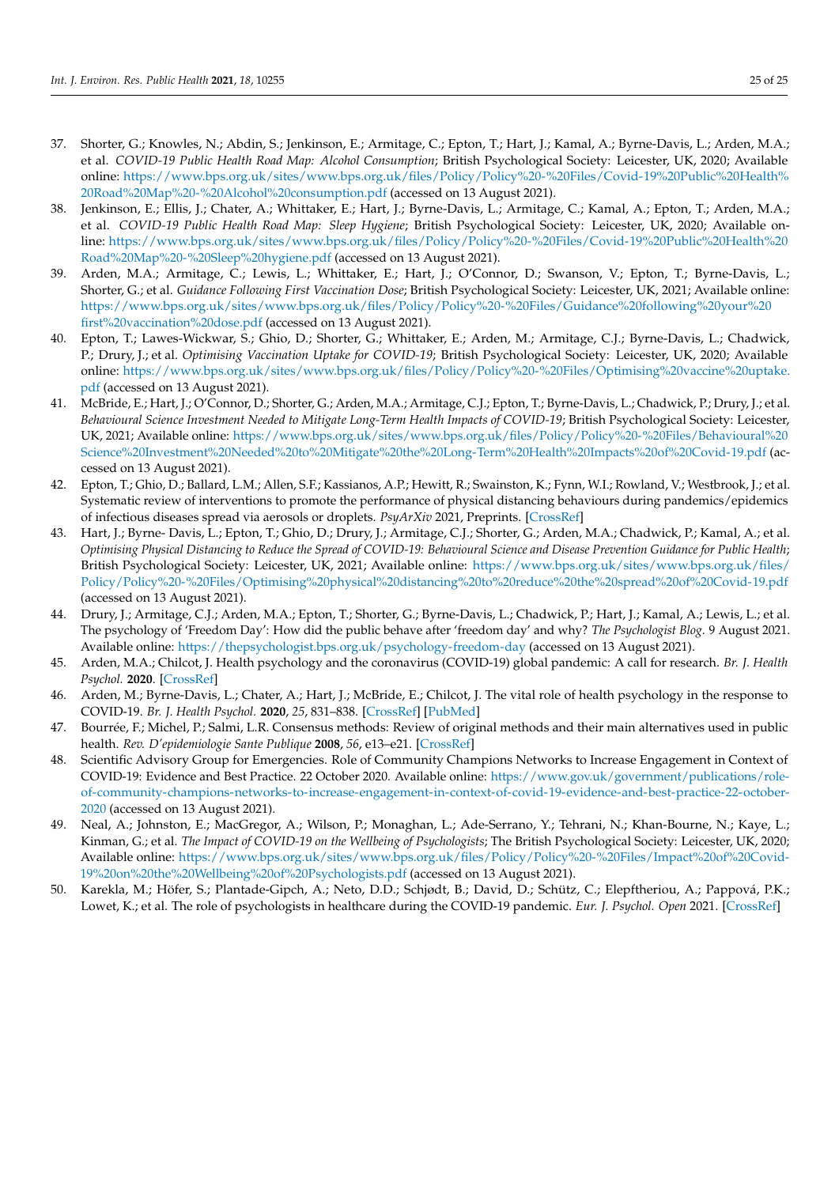37. Shorter, G.; Knowles, N.; Abdin, S.; Jenkinson, E.; Armitage, C.; Epton, T.; Hart, J.; Kamal, A.; Byrne-Davis, L.; Arden, M.A.; et al. *COVID-19 Public Health Road Map: Alcohol Consumption*; British Psychological Society: Leicester, UK, 2020; Available online: https://www.bps.org.uk/sites/www.bps.org.uk/files/Policy/Policy%20-%20Files/Covid-19%20Public%20Health%20Road%20Map%20-%20Alcohol%20consumption.pdf (accessed on 13 August 2021).
38. Jenkinson, E.; Ellis, J.; Chater, A.; Whittaker, E.; Hart, J.; Byrne-Davis, L.; Armitage, C.; Kamal, A.; Epton, T.; Arden, M.A.; et al. *COVID-19 Public Health Road Map: Sleep Hygiene*; British Psychological Society: Leicester, UK, 2020; Available online: https://www.bps.org.uk/sites/www.bps.org.uk/files/Policy/Policy%20-%20Files/Covid-19%20Public%20Health%20Road%20Map%20-%20Sleep%20hygiene.pdf (accessed on 13 August 2021).
39. Arden, M.A.; Armitage, C.; Lewis, L.; Whittaker, E.; Hart, J.; O'Connor, D.; Swanson, V.; Epton, T.; Byrne-Davis, L.; Shorter, G.; et al. *Guidance Following First Vaccination Dose*; British Psychological Society: Leicester, UK, 2021; Available online: https://www.bps.org.uk/sites/www.bps.org.uk/files/Policy/Policy%20-%20Files/Guidance%20following%20your%20first%20vaccination%20dose.pdf (accessed on 13 August 2021).
40. Epton, T.; Lawes-Wickwar, S.; Ghio, D.; Shorter, G.; Whittaker, E.; Arden, M.; Armitage, C.J.; Byrne-Davis, L.; Chadwick, P.; Drury, J.; et al. *Optimising Vaccination Uptake for COVID-19*; British Psychological Society: Leicester, UK, 2020; Available online: https://www.bps.org.uk/sites/www.bps.org.uk/files/Policy/Policy%20-%20Files/Optimising%20vaccine%20uptake.pdf (accessed on 13 August 2021).
41. McBride, E.; Hart, J.; O'Connor, D.; Shorter, G.; Arden, M.A.; Armitage, C.J.; Epton, T.; Byrne-Davis, L.; Chadwick, P.; Drury, J.; et al. *Behavioural Science Investment Needed to Mitigate Long-Term Health Impacts of COVID-19*; British Psychological Society: Leicester, UK, 2021; Available online: https://www.bps.org.uk/sites/www.bps.org.uk/files/Policy/Policy%20-%20Files/Behavioural%20Science%20Investment%20Needed%20to%20Mitigate%20the%20Long-Term%20Health%20Impacts%20of%20Covid-19.pdf (accessed on 13 August 2021).
42. Epton, T.; Ghio, D.; Ballard, L.M.; Allen, S.F.; Kassianos, A.P.; Hewitt, R.; Swainston, K.; Fynn, W.I.; Rowland, V.; Westbrook, J.; et al. Systematic review of interventions to promote the performance of physical distancing behaviours during pandemics/epidemics of infectious diseases spread via aerosols or droplets. *PsyArXiv* 2021, Preprints. [CrossRef]
43. Hart, J.; Byrne- Davis, L.; Epton, T.; Ghio, D.; Drury, J.; Armitage, C.J.; Shorter, G.; Arden, M.A.; Chadwick, P.; Kamal, A.; et al. *Optimising Physical Distancing to Reduce the Spread of COVID-19: Behavioural Science and Disease Prevention Guidance for Public Health*; British Psychological Society: Leicester, UK, 2021; Available online: https://www.bps.org.uk/sites/www.bps.org.uk/files/Policy/Policy%20-%20Files/Optimising%20physical%20distancing%20to%20reduce%20the%20spread%20of%20Covid-19.pdf (accessed on 13 August 2021).
44. Drury, J.; Armitage, C.J.; Arden, M.A.; Epton, T.; Shorter, G.; Byrne-Davis, L.; Chadwick, P.; Hart, J.; Kamal, A.; Lewis, L.; et al. The psychology of 'Freedom Day': How did the public behave after 'freedom day' and why? *The Psychologist Blog*. 9 August 2021. Available online: https://thepsychologist.bps.org.uk/psychology-freedom-day (accessed on 13 August 2021).
45. Arden, M.A.; Chilcot, J. Health psychology and the coronavirus (COVID-19) global pandemic: A call for research. *Br. J. Health Psychol.* **2020**. [CrossRef]
46. Arden, M.; Byrne-Davis, L.; Chater, A.; Hart, J.; McBride, E.; Chilcot, J. The vital role of health psychology in the response to COVID-19. *Br. J. Health Psychol.* **2020**, *25*, 831–838. [CrossRef] [PubMed]
47. Bourrée, F.; Michel, P.; Salmi, L.R. Consensus methods: Review of original methods and their main alternatives used in public health. *Rev. D'epidemiologie Sante Publique* **2008**, *56*, e13–e21. [CrossRef]
48. Scientific Advisory Group for Emergencies. Role of Community Champions Networks to Increase Engagement in Context of COVID-19: Evidence and Best Practice. 22 October 2020. Available online: https://www.gov.uk/government/publications/role-of-community-champions-networks-to-increase-engagement-in-context-of-covid-19-evidence-and-best-practice-22-october-2020 (accessed on 13 August 2021).
49. Neal, A.; Johnston, E.; MacGregor, A.; Wilson, P.; Monaghan, L.; Ade-Serrano, Y.; Tehrani, N.; Khan-Bourne, N.; Kaye, L.; Kinman, G.; et al. *The Impact of COVID-19 on the Wellbeing of Psychologists*; The British Psychological Society: Leicester, UK, 2020; Available online: https://www.bps.org.uk/sites/www.bps.org.uk/files/Policy/Policy%20-%20Files/Impact%20of%20Covid-19%20on%20the%20Wellbeing%20of%20Psychologists.pdf (accessed on 13 August 2021).
50. Karekla, M.; Höfer, S.; Plantade-Gipch, A.; Neto, D.D.; Schjødt, B.; David, D.; Schütz, C.; Elepftheriou, A.; Pappová, P.K.; Lowet, K.; et al. The role of psychologists in healthcare during the COVID-19 pandemic. *Eur. J. Psychol. Open* 2021. [CrossRef]